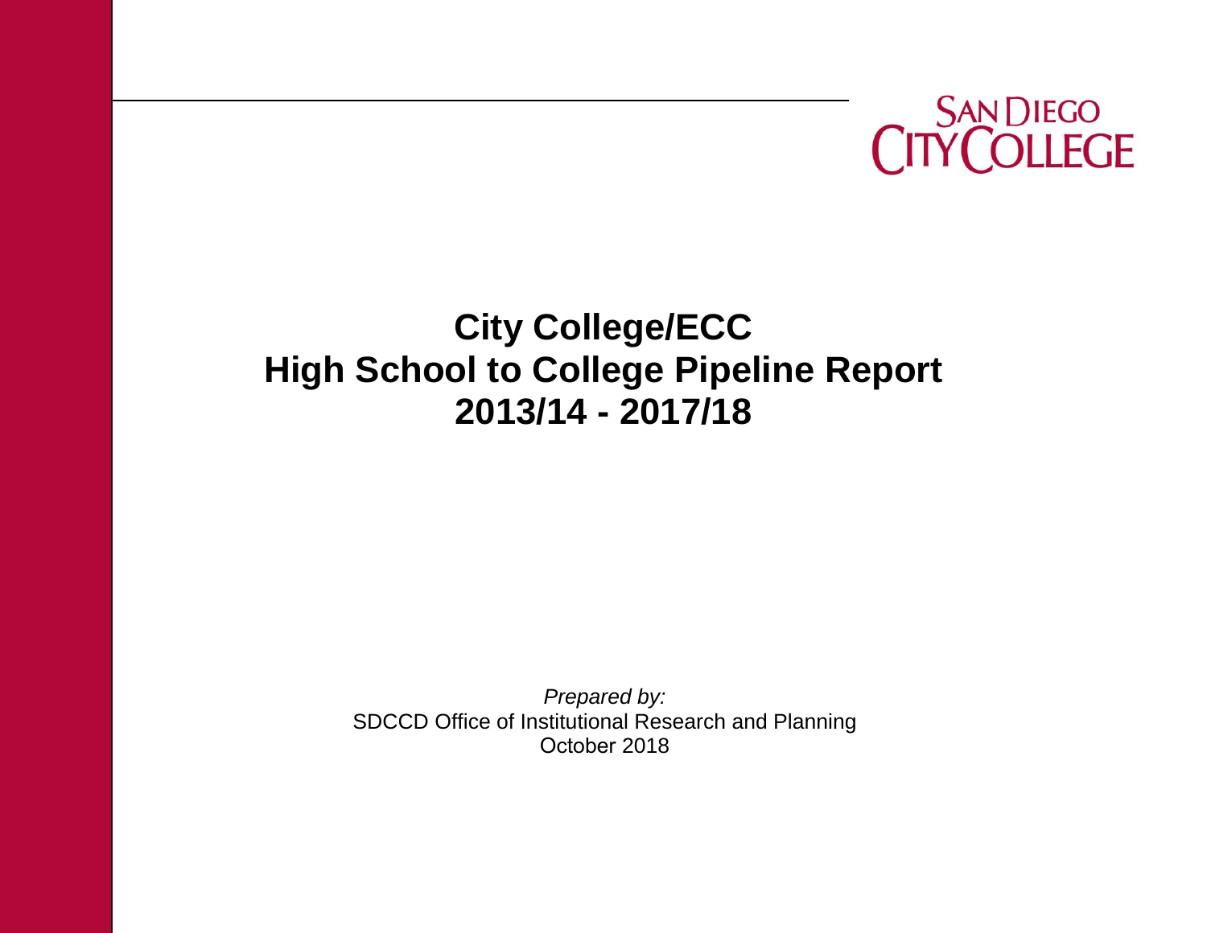SAN DIEGO CITY COLLEGE

# City College/ECC
# High School to College Pipeline Report
# 2013/14 - 2017/18

*Prepared by:*
SDCCD Office of Institutional Research and Planning
October 2018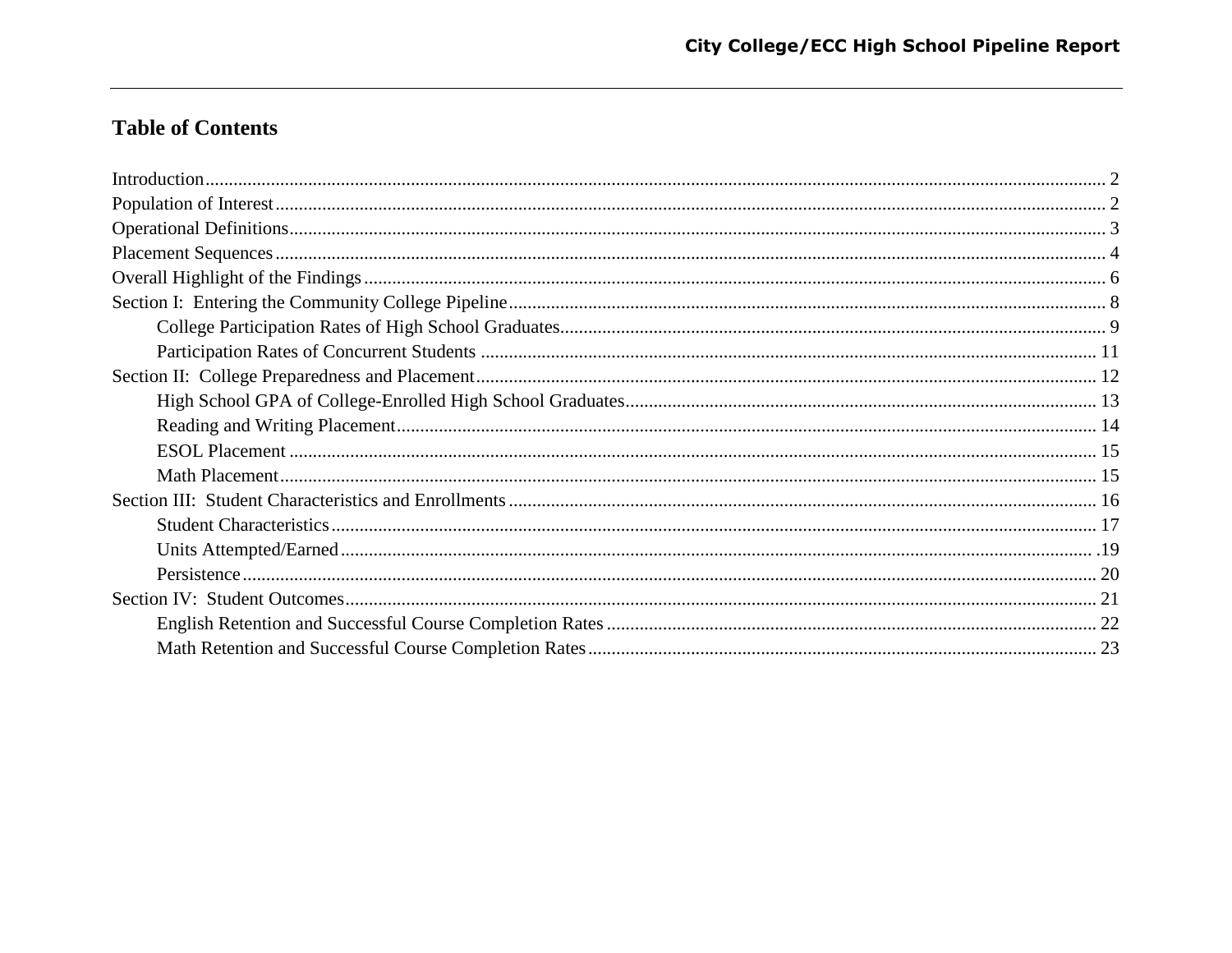# Table of Contents

Introduction.......... 2
Population of Interest.......... 2
Operational Definitions.......... 3
Placement Sequences.......... 4
Overall Highlight of the Findings.......... 6
Section I: Entering the Community College Pipeline.......... 8
    College Participation Rates of High School Graduates.......... 9
    Participation Rates of Concurrent Students .......... 11
Section II: College Preparedness and Placement.......... 12
    High School GPA of College-Enrolled High School Graduates.......... 13
    Reading and Writing Placement.......... 14
    ESOL Placement .......... 15
    Math Placement.......... 15
Section III: Student Characteristics and Enrollments .......... 16
    Student Characteristics.......... 17
    Units Attempted/Earned.......... .19
    Persistence.......... 20
Section IV: Student Outcomes.......... 21
    English Retention and Successful Course Completion Rates .......... 22
    Math Retention and Successful Course Completion Rates.......... 23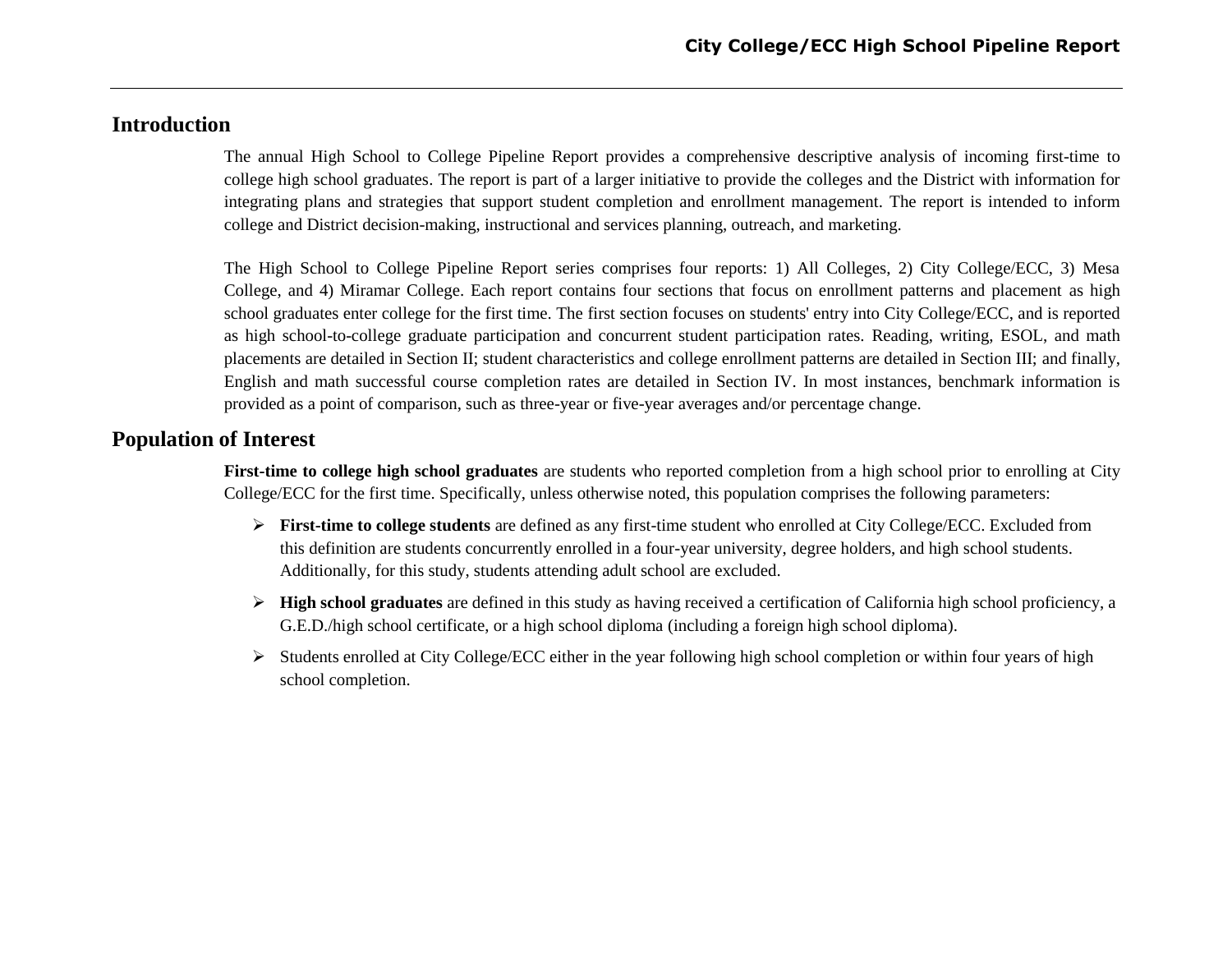## Introduction

The annual High School to College Pipeline Report provides a comprehensive descriptive analysis of incoming first-time to college high school graduates. The report is part of a larger initiative to provide the colleges and the District with information for integrating plans and strategies that support student completion and enrollment management. The report is intended to inform college and District decision-making, instructional and services planning, outreach, and marketing.

The High School to College Pipeline Report series comprises four reports: 1) All Colleges, 2) City College/ECC, 3) Mesa College, and 4) Miramar College. Each report contains four sections that focus on enrollment patterns and placement as high school graduates enter college for the first time. The first section focuses on students' entry into City College/ECC, and is reported as high school-to-college graduate participation and concurrent student participation rates. Reading, writing, ESOL, and math placements are detailed in Section II; student characteristics and college enrollment patterns are detailed in Section III; and finally, English and math successful course completion rates are detailed in Section IV. In most instances, benchmark information is provided as a point of comparison, such as three-year or five-year averages and/or percentage change.

## Population of Interest

**First-time to college high school graduates** are students who reported completion from a high school prior to enrolling at City College/ECC for the first time. Specifically, unless otherwise noted, this population comprises the following parameters:

- **First-time to college students** are defined as any first-time student who enrolled at City College/ECC. Excluded from this definition are students concurrently enrolled in a four-year university, degree holders, and high school students. Additionally, for this study, students attending adult school are excluded.
- **High school graduates** are defined in this study as having received a certification of California high school proficiency, a G.E.D./high school certificate, or a high school diploma (including a foreign high school diploma).
- Students enrolled at City College/ECC either in the year following high school completion or within four years of high school completion.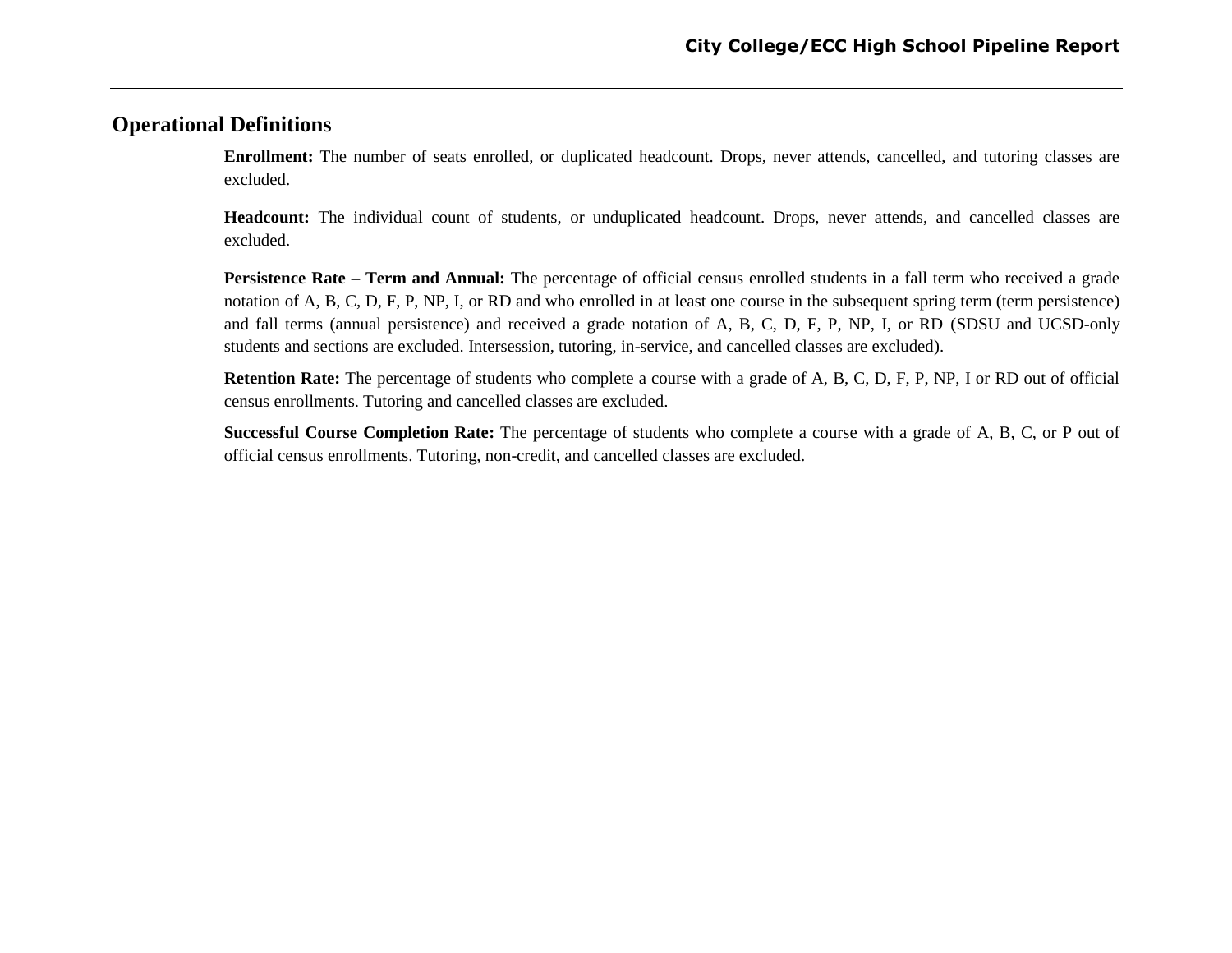## Operational Definitions

**Enrollment:** The number of seats enrolled, or duplicated headcount. Drops, never attends, cancelled, and tutoring classes are excluded.

**Headcount:** The individual count of students, or unduplicated headcount. Drops, never attends, and cancelled classes are excluded.

**Persistence Rate – Term and Annual:** The percentage of official census enrolled students in a fall term who received a grade notation of A, B, C, D, F, P, NP, I, or RD and who enrolled in at least one course in the subsequent spring term (term persistence) and fall terms (annual persistence) and received a grade notation of A, B, C, D, F, P, NP, I, or RD (SDSU and UCSD-only students and sections are excluded. Intersession, tutoring, in-service, and cancelled classes are excluded).

**Retention Rate:** The percentage of students who complete a course with a grade of A, B, C, D, F, P, NP, I or RD out of official census enrollments. Tutoring and cancelled classes are excluded.

**Successful Course Completion Rate:** The percentage of students who complete a course with a grade of A, B, C, or P out of official census enrollments. Tutoring, non-credit, and cancelled classes are excluded.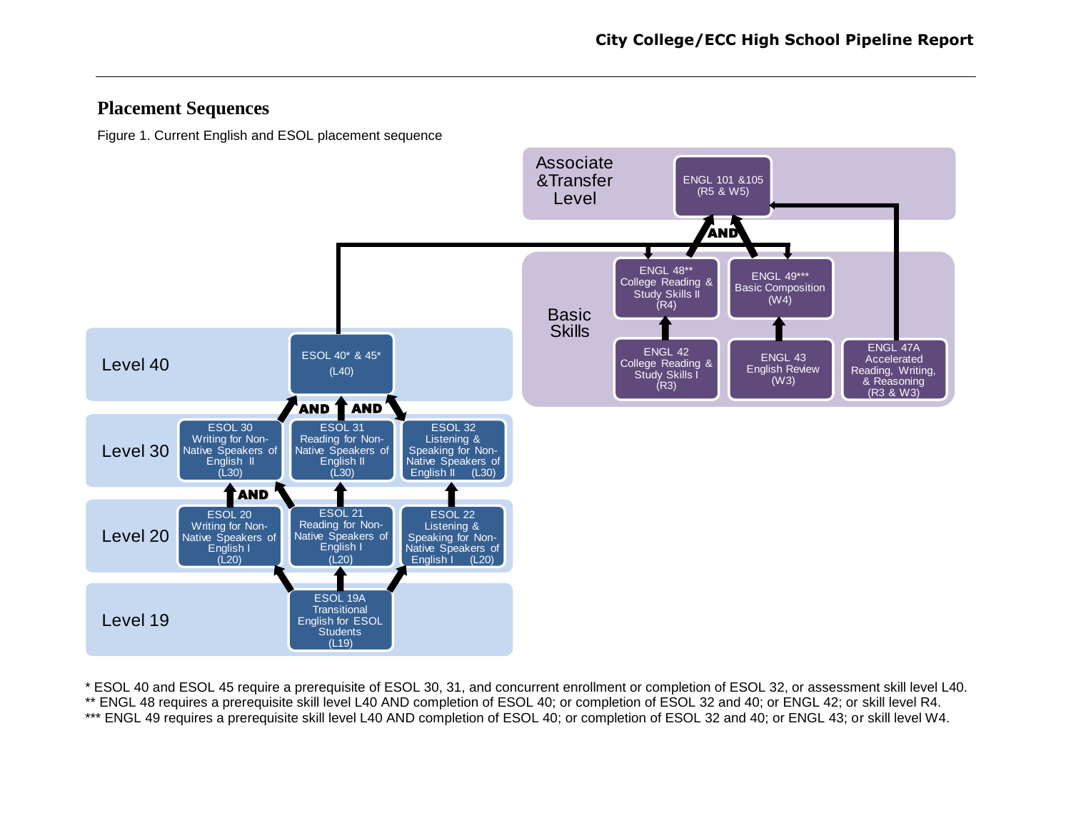## Placement Sequences

Figure 1. Current English and ESOL placement sequence

Associate &Transfer Level

ENGL 101 &105 (R5 & W5)

AND

Basic Skills

ENGL 48** College Reading & Study Skills II (R4)

ENGL 49*** Basic Composition (W4)

ENGL 42 College Reading & Study Skills I (R3)

ENGL 43 English Review (W3)

ENGL 47A Accelerated Reading, Writing, & Reasoning (R3 & W3)

Level 40

ESOL 40* & 45* (L40)

AND AND

Level 30

ESOL 30 Writing for Non-Native Speakers of English II (L30)

ESOL 31 Reading for Non-Native Speakers of English II (L30)

ESOL 32 Listening & Speaking for Non-Native Speakers of English II (L30)

AND

Level 20

ESOL 20 Writing for Non-Native Speakers of English I (L20)

ESOL 21 Reading for Non-Native Speakers of English I (L20)

ESOL 22 Listening & Speaking for Non-Native Speakers of English I (L20)

Level 19

ESOL 19A Transitional English for ESOL Students (L19)

\* ESOL 40 and ESOL 45 require a prerequisite of ESOL 30, 31, and concurrent enrollment or completion of ESOL 32, or assessment skill level L40.
** ENGL 48 requires a prerequisite skill level L40 AND completion of ESOL 40; or completion of ESOL 32 and 40; or ENGL 42; or skill level R4.
*** ENGL 49 requires a prerequisite skill level L40 AND completion of ESOL 40; or completion of ESOL 32 and 40; or ENGL 43; or skill level W4.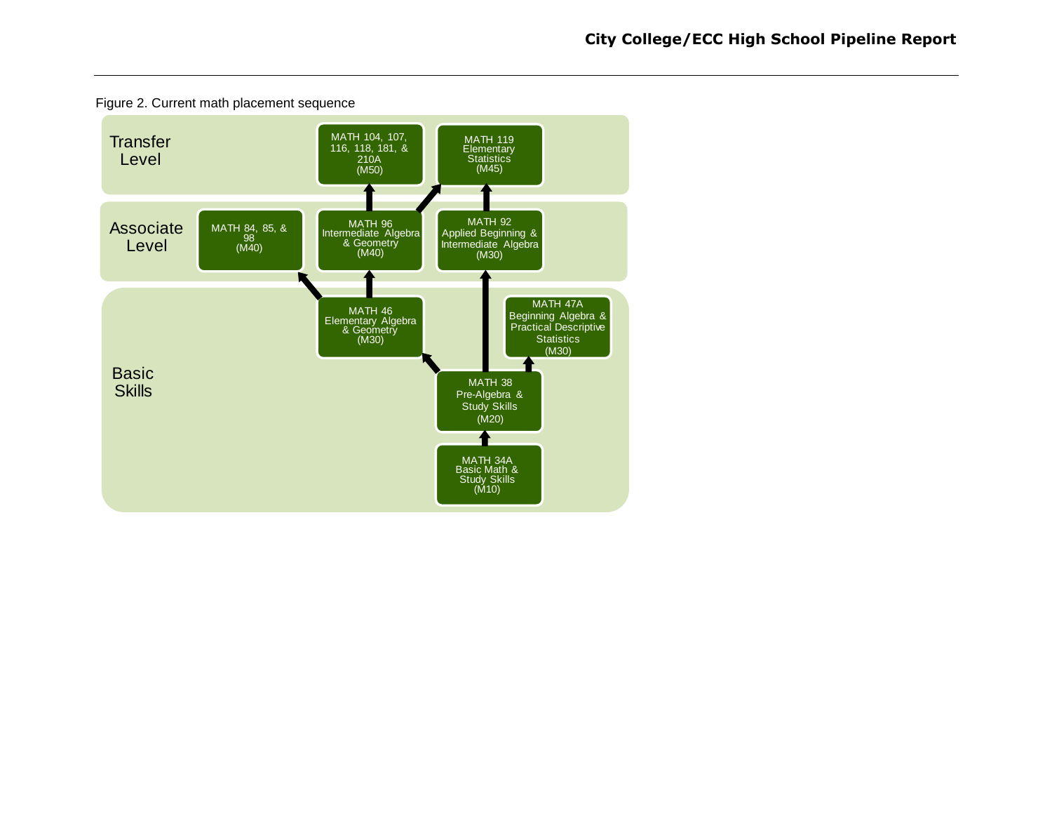Figure 2. Current math placement sequence

**Transfer Level**

- MATH 104, 107, 116, 118, 181, & 210A (M50)
- MATH 119 Elementary Statistics (M45)

**Associate Level**

- MATH 84, 85, & 98 (M40)
- MATH 96 Intermediate Algebra & Geometry (M40)
- MATH 92 Applied Beginning & Intermediate Algebra (M30)

**Basic Skills**

- MATH 46 Elementary Algebra & Geometry (M30)
- MATH 47A Beginning Algebra & Practical Descriptive Statistics (M30)
- MATH 38 Pre-Algebra & Study Skills (M20)
- MATH 34A Basic Math & Study Skills (M10)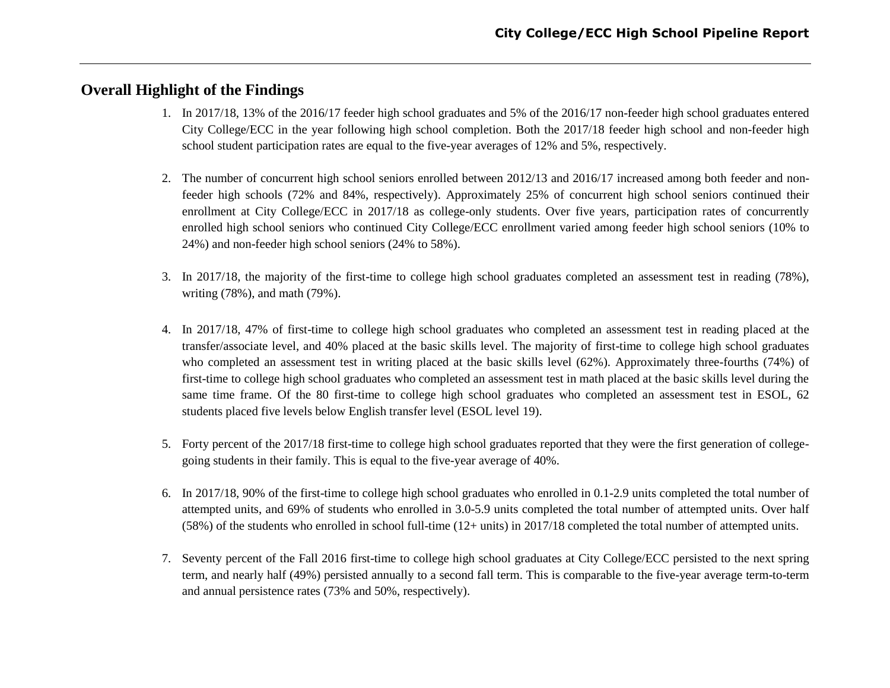## Overall Highlight of the Findings

1. In 2017/18, 13% of the 2016/17 feeder high school graduates and 5% of the 2016/17 non-feeder high school graduates entered City College/ECC in the year following high school completion. Both the 2017/18 feeder high school and non-feeder high school student participation rates are equal to the five-year averages of 12% and 5%, respectively.

2. The number of concurrent high school seniors enrolled between 2012/13 and 2016/17 increased among both feeder and non-feeder high schools (72% and 84%, respectively). Approximately 25% of concurrent high school seniors continued their enrollment at City College/ECC in 2017/18 as college-only students. Over five years, participation rates of concurrently enrolled high school seniors who continued City College/ECC enrollment varied among feeder high school seniors (10% to 24%) and non-feeder high school seniors (24% to 58%).

3. In 2017/18, the majority of the first-time to college high school graduates completed an assessment test in reading (78%), writing (78%), and math (79%).

4. In 2017/18, 47% of first-time to college high school graduates who completed an assessment test in reading placed at the transfer/associate level, and 40% placed at the basic skills level. The majority of first-time to college high school graduates who completed an assessment test in writing placed at the basic skills level (62%). Approximately three-fourths (74%) of first-time to college high school graduates who completed an assessment test in math placed at the basic skills level during the same time frame. Of the 80 first-time to college high school graduates who completed an assessment test in ESOL, 62 students placed five levels below English transfer level (ESOL level 19).

5. Forty percent of the 2017/18 first-time to college high school graduates reported that they were the first generation of college-going students in their family. This is equal to the five-year average of 40%.

6. In 2017/18, 90% of the first-time to college high school graduates who enrolled in 0.1-2.9 units completed the total number of attempted units, and 69% of students who enrolled in 3.0-5.9 units completed the total number of attempted units. Over half (58%) of the students who enrolled in school full-time (12+ units) in 2017/18 completed the total number of attempted units.

7. Seventy percent of the Fall 2016 first-time to college high school graduates at City College/ECC persisted to the next spring term, and nearly half (49%) persisted annually to a second fall term. This is comparable to the five-year average term-to-term and annual persistence rates (73% and 50%, respectively).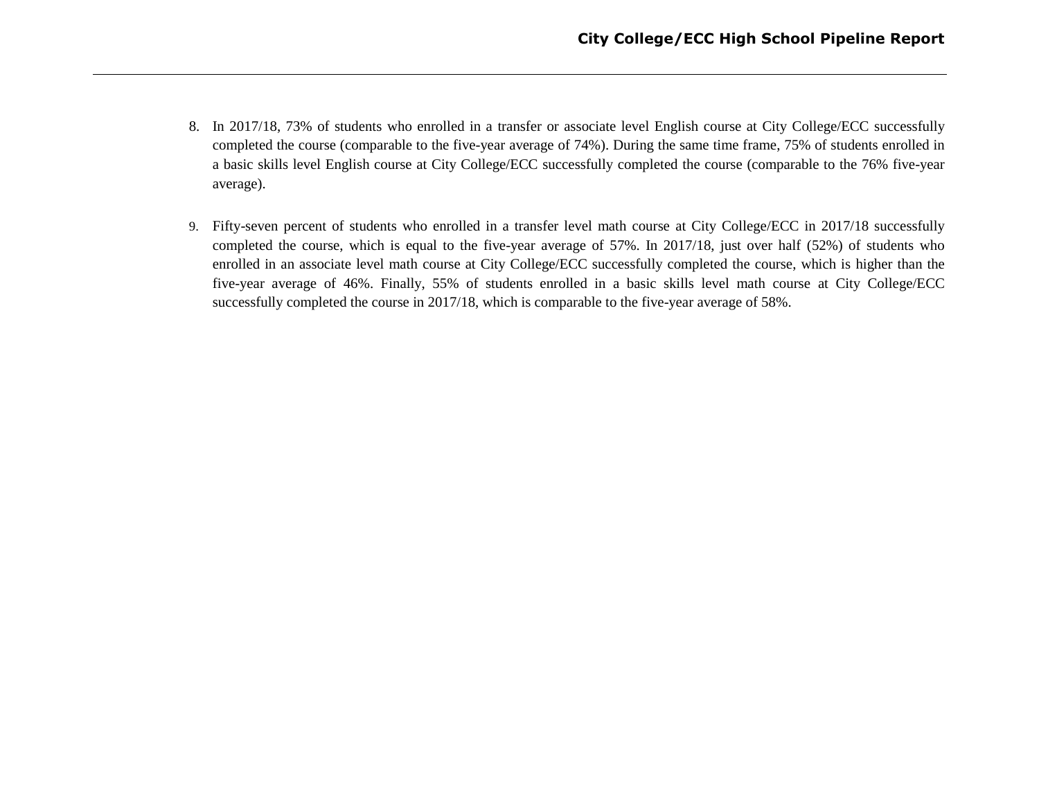8. In 2017/18, 73% of students who enrolled in a transfer or associate level English course at City College/ECC successfully completed the course (comparable to the five-year average of 74%). During the same time frame, 75% of students enrolled in a basic skills level English course at City College/ECC successfully completed the course (comparable to the 76% five-year average).

9. Fifty-seven percent of students who enrolled in a transfer level math course at City College/ECC in 2017/18 successfully completed the course, which is equal to the five-year average of 57%. In 2017/18, just over half (52%) of students who enrolled in an associate level math course at City College/ECC successfully completed the course, which is higher than the five-year average of 46%. Finally, 55% of students enrolled in a basic skills level math course at City College/ECC successfully completed the course in 2017/18, which is comparable to the five-year average of 58%.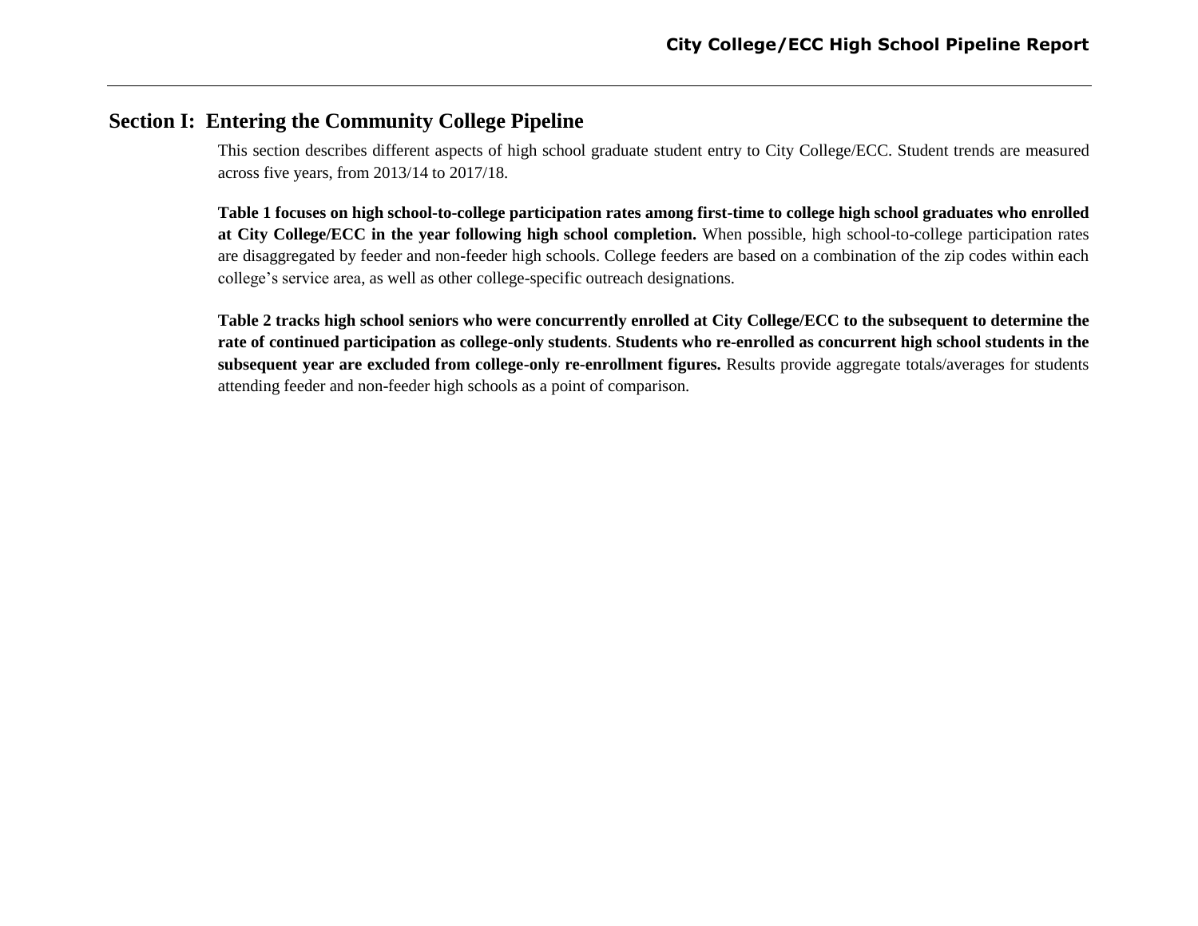## Section I: Entering the Community College Pipeline

This section describes different aspects of high school graduate student entry to City College/ECC. Student trends are measured across five years, from 2013/14 to 2017/18.

**Table 1 focuses on high school-to-college participation rates among first-time to college high school graduates who enrolled at City College/ECC in the year following high school completion.** When possible, high school-to-college participation rates are disaggregated by feeder and non-feeder high schools. College feeders are based on a combination of the zip codes within each college's service area, as well as other college-specific outreach designations.

**Table 2 tracks high school seniors who were concurrently enrolled at City College/ECC to the subsequent to determine the rate of continued participation as college-only students**. **Students who re-enrolled as concurrent high school students in the subsequent year are excluded from college-only re-enrollment figures.** Results provide aggregate totals/averages for students attending feeder and non-feeder high schools as a point of comparison.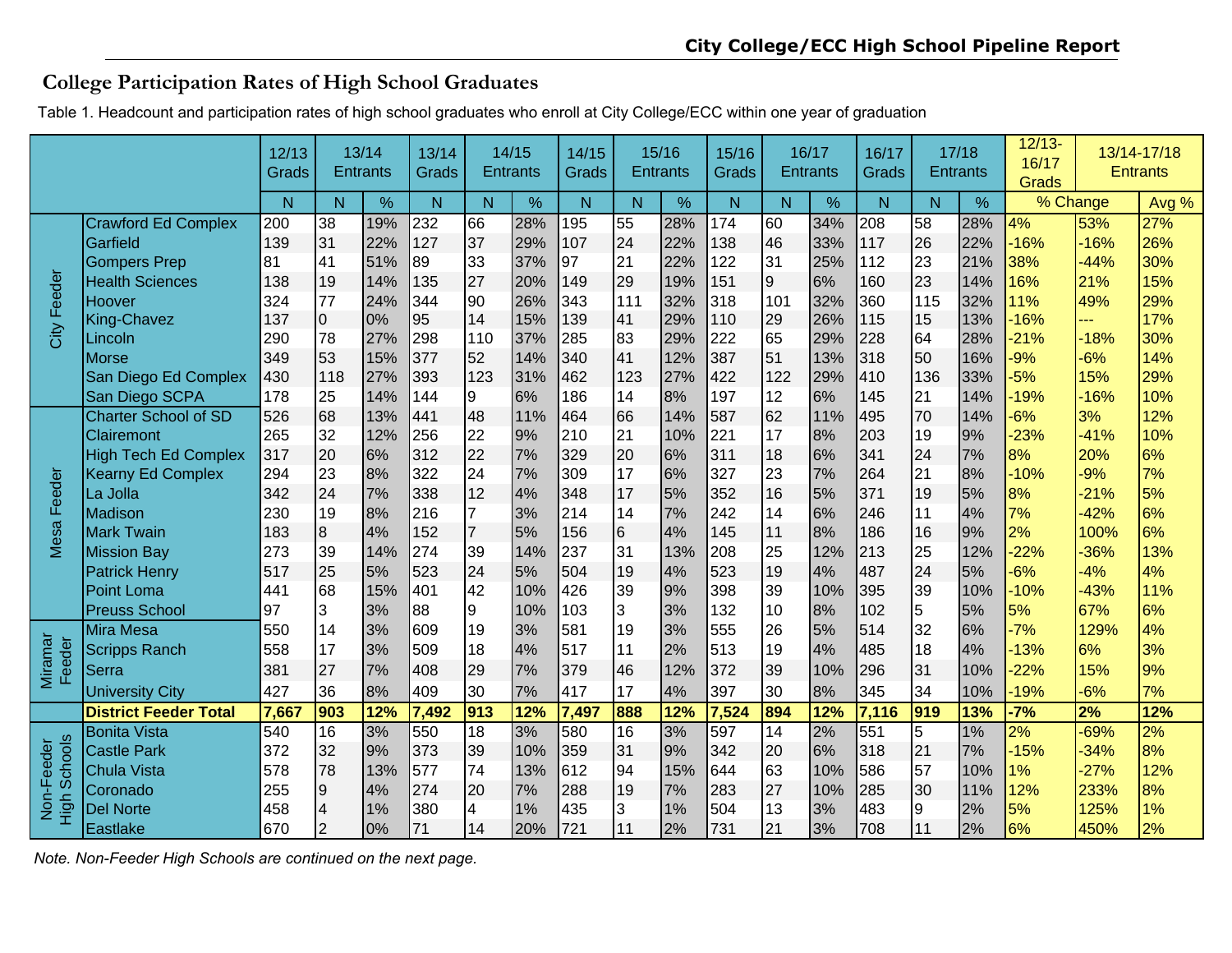## College Participation Rates of High School Graduates

Table 1. Headcount and participation rates of high school graduates who enroll at City College/ECC within one year of graduation

| | | 12/13 Grads | 13/14 Entrants | | 13/14 Grads | 14/15 Entrants | | 14/15 Grads | 15/16 Entrants | | 15/16 Grads | 16/17 Entrants | | 16/17 Grads | 17/18 Entrants | | 12/13-16/17 Grads | 13/14-17/18 Entrants | |
|---|---|---|---|---|---|---|---|---|---|---|---|---|---|---|---|---|---|---|---|
| | | N | N | % | N | N | % | N | N | % | N | N | % | N | N | % | % Change | | Avg % |
| City Feeder | Crawford Ed Complex | 200 | 38 | 19% | 232 | 66 | 28% | 195 | 55 | 28% | 174 | 60 | 34% | 208 | 58 | 28% | 4% | 53% | 27% |
| | Garfield | 139 | 31 | 22% | 127 | 37 | 29% | 107 | 24 | 22% | 138 | 46 | 33% | 117 | 26 | 22% | -16% | -16% | 26% |
| | Gompers Prep | 81 | 41 | 51% | 89 | 33 | 37% | 97 | 21 | 22% | 122 | 31 | 25% | 112 | 23 | 21% | 38% | -44% | 30% |
| | Health Sciences | 138 | 19 | 14% | 135 | 27 | 20% | 149 | 29 | 19% | 151 | 9 | 6% | 160 | 23 | 14% | 16% | 21% | 15% |
| | Hoover | 324 | 77 | 24% | 344 | 90 | 26% | 343 | 111 | 32% | 318 | 101 | 32% | 360 | 115 | 32% | 11% | 49% | 29% |
| | King-Chavez | 137 | 0 | 0% | 95 | 14 | 15% | 139 | 41 | 29% | 110 | 29 | 26% | 115 | 15 | 13% | -16% | --- | 17% |
| | Lincoln | 290 | 78 | 27% | 298 | 110 | 37% | 285 | 83 | 29% | 222 | 65 | 29% | 228 | 64 | 28% | -21% | -18% | 30% |
| | Morse | 349 | 53 | 15% | 377 | 52 | 14% | 340 | 41 | 12% | 387 | 51 | 13% | 318 | 50 | 16% | -9% | -6% | 14% |
| | San Diego Ed Complex | 430 | 118 | 27% | 393 | 123 | 31% | 462 | 123 | 27% | 422 | 122 | 29% | 410 | 136 | 33% | -5% | 15% | 29% |
| | San Diego SCPA | 178 | 25 | 14% | 144 | 9 | 6% | 186 | 14 | 8% | 197 | 12 | 6% | 145 | 21 | 14% | -19% | -16% | 10% |
| Mesa Feeder | Charter School of SD | 526 | 68 | 13% | 441 | 48 | 11% | 464 | 66 | 14% | 587 | 62 | 11% | 495 | 70 | 14% | -6% | 3% | 12% |
| | Clairemont | 265 | 32 | 12% | 256 | 22 | 9% | 210 | 21 | 10% | 221 | 17 | 8% | 203 | 19 | 9% | -23% | -41% | 10% |
| | High Tech Ed Complex | 317 | 20 | 6% | 312 | 22 | 7% | 329 | 20 | 6% | 311 | 18 | 6% | 341 | 24 | 7% | 8% | 20% | 6% |
| | Kearny Ed Complex | 294 | 23 | 8% | 322 | 24 | 7% | 309 | 17 | 6% | 327 | 23 | 7% | 264 | 21 | 8% | -10% | -9% | 7% |
| | La Jolla | 342 | 24 | 7% | 338 | 12 | 4% | 348 | 17 | 5% | 352 | 16 | 5% | 371 | 19 | 5% | 8% | -21% | 5% |
| | Madison | 230 | 19 | 8% | 216 | 7 | 3% | 214 | 14 | 7% | 242 | 14 | 6% | 246 | 11 | 4% | 7% | -42% | 6% |
| | Mark Twain | 183 | 8 | 4% | 152 | 7 | 5% | 156 | 6 | 4% | 145 | 11 | 8% | 186 | 16 | 9% | 2% | 100% | 6% |
| | Mission Bay | 273 | 39 | 14% | 274 | 39 | 14% | 237 | 31 | 13% | 208 | 25 | 12% | 213 | 25 | 12% | -22% | -36% | 13% |
| | Patrick Henry | 517 | 25 | 5% | 523 | 24 | 5% | 504 | 19 | 4% | 523 | 19 | 4% | 487 | 24 | 5% | -6% | -4% | 4% |
| | Point Loma | 441 | 68 | 15% | 401 | 42 | 10% | 426 | 39 | 9% | 398 | 39 | 10% | 395 | 39 | 10% | -10% | -43% | 11% |
| | Preuss School | 97 | 3 | 3% | 88 | 9 | 10% | 103 | 3 | 3% | 132 | 10 | 8% | 102 | 5 | 5% | 5% | 67% | 6% |
| Miramar Feeder | Mira Mesa | 550 | 14 | 3% | 609 | 19 | 3% | 581 | 19 | 3% | 555 | 26 | 5% | 514 | 32 | 6% | -7% | 129% | 4% |
| | Scripps Ranch | 558 | 17 | 3% | 509 | 18 | 4% | 517 | 11 | 2% | 513 | 19 | 4% | 485 | 18 | 4% | -13% | 6% | 3% |
| | Serra | 381 | 27 | 7% | 408 | 29 | 7% | 379 | 46 | 12% | 372 | 39 | 10% | 296 | 31 | 10% | -22% | 15% | 9% |
| | University City | 427 | 36 | 8% | 409 | 30 | 7% | 417 | 17 | 4% | 397 | 30 | 8% | 345 | 34 | 10% | -19% | -6% | 7% |
| | **District Feeder Total** | **7,667** | **903** | **12%** | **7,492** | **913** | **12%** | **7,497** | **888** | **12%** | **7,524** | **894** | **12%** | **7,116** | **919** | **13%** | **-7%** | **2%** | **12%** |
| Non-Feeder High Schools | Bonita Vista | 540 | 16 | 3% | 550 | 18 | 3% | 580 | 16 | 3% | 597 | 14 | 2% | 551 | 5 | 1% | 2% | -69% | 2% |
| | Castle Park | 372 | 32 | 9% | 373 | 39 | 10% | 359 | 31 | 9% | 342 | 20 | 6% | 318 | 21 | 7% | -15% | -34% | 8% |
| | Chula Vista | 578 | 78 | 13% | 577 | 74 | 13% | 612 | 94 | 15% | 644 | 63 | 10% | 586 | 57 | 10% | 1% | -27% | 12% |
| | Coronado | 255 | 9 | 4% | 274 | 20 | 7% | 288 | 19 | 7% | 283 | 27 | 10% | 285 | 30 | 11% | 12% | 233% | 8% |
| | Del Norte | 458 | 4 | 1% | 380 | 4 | 1% | 435 | 3 | 1% | 504 | 13 | 3% | 483 | 9 | 2% | 5% | 125% | 1% |
| | Eastlake | 670 | 2 | 0% | 71 | 14 | 20% | 721 | 11 | 2% | 731 | 21 | 3% | 708 | 11 | 2% | 6% | 450% | 2% |

*Note. Non-Feeder High Schools are continued on the next page.*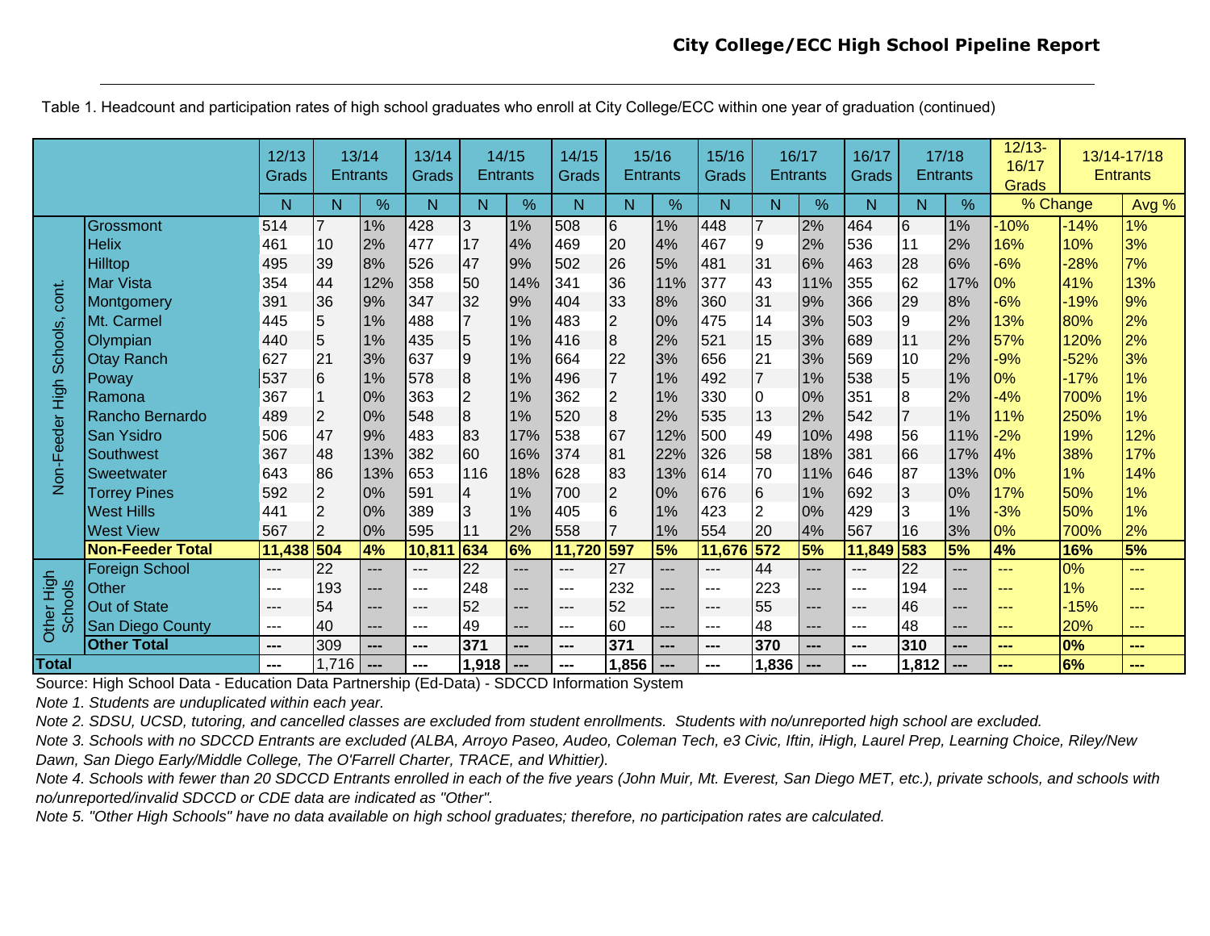## City College/ECC High School Pipeline Report

Table 1. Headcount and participation rates of high school graduates who enroll at City College/ECC within one year of graduation (continued)

| | | 12/13 Grads | 13/14 Entrants | | 13/14 Grads | 14/15 Entrants | | 14/15 Grads | 15/16 Entrants | | 15/16 Grads | 16/17 Entrants | | 16/17 Grads | 17/18 Entrants | | 12/13-16/17 Grads | 13/14-17/18 Entrants | |
|---|---|---|---|---|---|---|---|---|---|---|---|---|---|---|---|---|---|---|---|
| | | N | N | % | N | N | % | N | N | % | N | N | % | N | N | % | % Change | | Avg % |
| Non-Feeder High Schools, cont. | Grossmont | 514 | 7 | 1% | 428 | 3 | 1% | 508 | 6 | 1% | 448 | 7 | 2% | 464 | 6 | 1% | -10% | -14% | 1% |
| | Helix | 461 | 10 | 2% | 477 | 17 | 4% | 469 | 20 | 4% | 467 | 9 | 2% | 536 | 11 | 2% | 16% | 10% | 3% |
| | Hilltop | 495 | 39 | 8% | 526 | 47 | 9% | 502 | 26 | 5% | 481 | 31 | 6% | 463 | 28 | 6% | -6% | -28% | 7% |
| | Mar Vista | 354 | 44 | 12% | 358 | 50 | 14% | 341 | 36 | 11% | 377 | 43 | 11% | 355 | 62 | 17% | 0% | 41% | 13% |
| | Montgomery | 391 | 36 | 9% | 347 | 32 | 9% | 404 | 33 | 8% | 360 | 31 | 9% | 366 | 29 | 8% | -6% | -19% | 9% |
| | Mt. Carmel | 445 | 5 | 1% | 488 | 7 | 1% | 483 | 2 | 0% | 475 | 14 | 3% | 503 | 9 | 2% | 13% | 80% | 2% |
| | Olympian | 440 | 5 | 1% | 435 | 5 | 1% | 416 | 8 | 2% | 521 | 15 | 3% | 689 | 11 | 2% | 57% | 120% | 2% |
| | Otay Ranch | 627 | 21 | 3% | 637 | 9 | 1% | 664 | 22 | 3% | 656 | 21 | 3% | 569 | 10 | 2% | -9% | -52% | 3% |
| | Poway | 537 | 6 | 1% | 578 | 8 | 1% | 496 | 7 | 1% | 492 | 7 | 1% | 538 | 5 | 1% | 0% | -17% | 1% |
| | Ramona | 367 | 1 | 0% | 363 | 2 | 1% | 362 | 2 | 1% | 330 | 0 | 0% | 351 | 8 | 2% | -4% | 700% | 1% |
| | Rancho Bernardo | 489 | 2 | 0% | 548 | 8 | 1% | 520 | 8 | 2% | 535 | 13 | 2% | 542 | 7 | 1% | 11% | 250% | 1% |
| | San Ysidro | 506 | 47 | 9% | 483 | 83 | 17% | 538 | 67 | 12% | 500 | 49 | 10% | 498 | 56 | 11% | -2% | 19% | 12% |
| | Southwest | 367 | 48 | 13% | 382 | 60 | 16% | 374 | 81 | 22% | 326 | 58 | 18% | 381 | 66 | 17% | 4% | 38% | 17% |
| | Sweetwater | 643 | 86 | 13% | 653 | 116 | 18% | 628 | 83 | 13% | 614 | 70 | 11% | 646 | 87 | 13% | 0% | 1% | 14% |
| | Torrey Pines | 592 | 2 | 0% | 591 | 4 | 1% | 700 | 2 | 0% | 676 | 6 | 1% | 692 | 3 | 0% | 17% | 50% | 1% |
| | West Hills | 441 | 2 | 0% | 389 | 3 | 1% | 405 | 6 | 1% | 423 | 2 | 0% | 429 | 3 | 1% | -3% | 50% | 1% |
| | West View | 567 | 2 | 0% | 595 | 11 | 2% | 558 | 7 | 1% | 554 | 20 | 4% | 567 | 16 | 3% | 0% | 700% | 2% |
| | **Non-Feeder Total** | **11,438** | **504** | **4%** | **10,811** | **634** | **6%** | **11,720** | **597** | **5%** | **11,676** | **572** | **5%** | **11,849** | **583** | **5%** | **4%** | **16%** | **5%** |
| Other High Schools | Foreign School | --- | 22 | --- | --- | 22 | --- | --- | 27 | --- | --- | 44 | --- | --- | 22 | --- | --- | 0% | --- |
| | Other | --- | 193 | --- | --- | 248 | --- | --- | 232 | --- | --- | 223 | --- | --- | 194 | --- | --- | 1% | --- |
| | Out of State | --- | 54 | --- | --- | 52 | --- | --- | 52 | --- | --- | 55 | --- | --- | 46 | --- | --- | -15% | --- |
| | San Diego County | --- | 40 | --- | --- | 49 | --- | --- | 60 | --- | --- | 48 | --- | --- | 48 | --- | --- | 20% | --- |
| | **Other Total** | **---** | 309 | **---** | **---** | **371** | **---** | **---** | **371** | **---** | **---** | **370** | **---** | **---** | **310** | **---** | **---** | **0%** | **---** |
| **Total** | | **---** | 1,716 | **---** | **---** | **1,918** | **---** | **---** | **1,856** | **---** | **---** | **1,836** | **---** | **---** | **1,812** | **---** | **---** | **6%** | **---** |

Source: High School Data - Education Data Partnership (Ed-Data) - SDCCD Information System

*Note 1. Students are unduplicated within each year.*

*Note 2. SDSU, UCSD, tutoring, and cancelled classes are excluded from student enrollments. Students with no/unreported high school are excluded.*

*Note 3. Schools with no SDCCD Entrants are excluded (ALBA, Arroyo Paseo, Audeo, Coleman Tech, e3 Civic, Iftin, iHigh, Laurel Prep, Learning Choice, Riley/New Dawn, San Diego Early/Middle College, The O'Farrell Charter, TRACE, and Whittier).*

*Note 4. Schools with fewer than 20 SDCCD Entrants enrolled in each of the five years (John Muir, Mt. Everest, San Diego MET, etc.), private schools, and schools with no/unreported/invalid SDCCD or CDE data are indicated as "Other".*

*Note 5. "Other High Schools" have no data available on high school graduates; therefore, no participation rates are calculated.*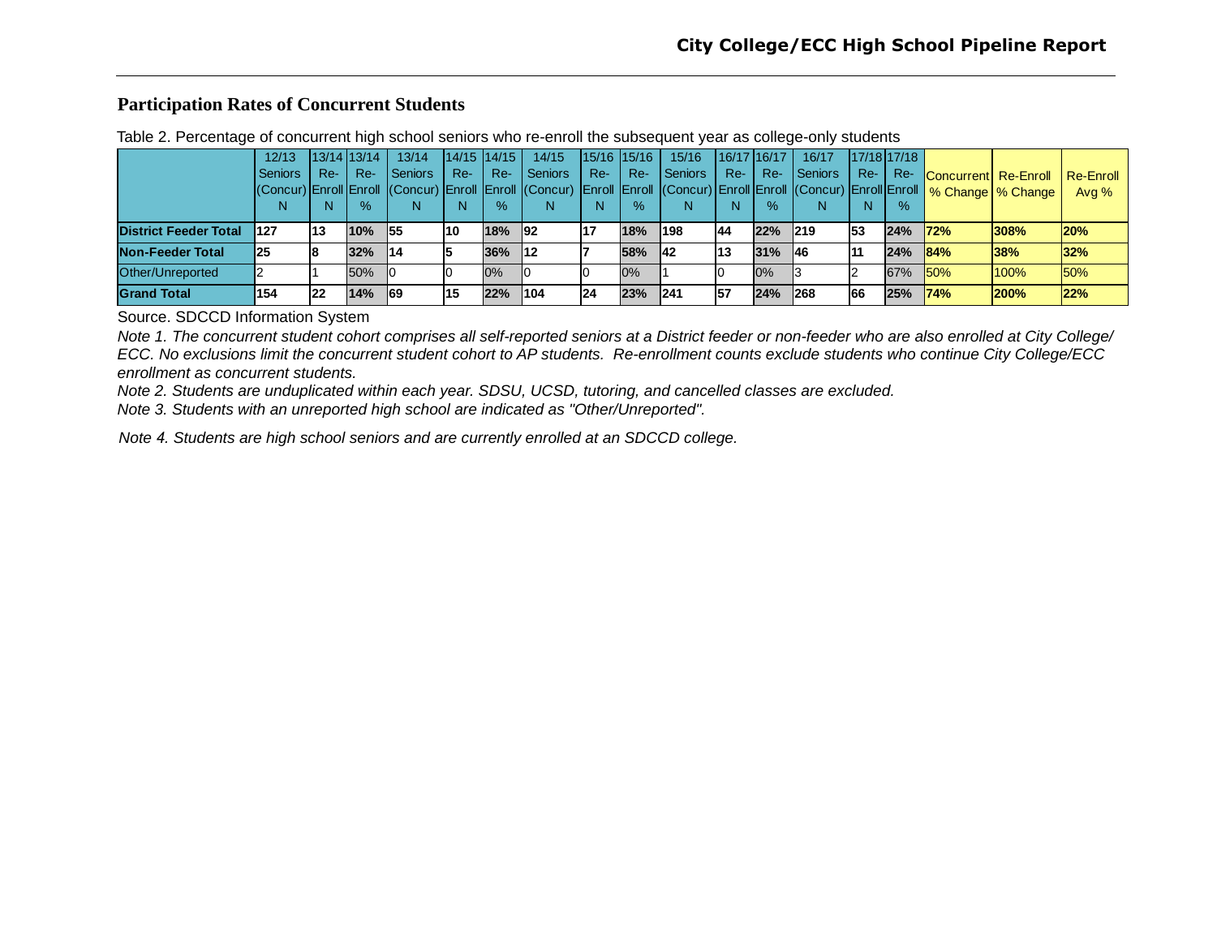## Participation Rates of Concurrent Students

Table 2. Percentage of concurrent high school seniors who re-enroll the subsequent year as college-only students

| | 12/13 Seniors (Concur) N | 13/14 Re-Enroll N | 13/14 Re-Enroll % | 13/14 Seniors (Concur) N | 14/15 Re-Enroll N | 14/15 Re-Enroll % | 14/15 Seniors (Concur) N | 15/16 Re-Enroll N | 15/16 Re-Enroll % | 15/16 Seniors (Concur) N | 16/17 Re-Enroll N | 16/17 Re-Enroll % | 16/17 Seniors (Concur) N | 17/18 Re-Enroll N | 17/18 Re-Enroll % | Concurrent % Change | Re-Enroll % Change | Re-Enroll Avg % |
|---|---|---|---|---|---|---|---|---|---|---|---|---|---|---|---|---|---|---|
| **District Feeder Total** | **127** | **13** | **10%** | **55** | **10** | **18%** | **92** | **17** | **18%** | **198** | **44** | **22%** | **219** | **53** | **24%** | **72%** | **308%** | **20%** |
| **Non-Feeder Total** | **25** | **8** | **32%** | **14** | **5** | **36%** | **12** | **7** | **58%** | **42** | **13** | **31%** | **46** | **11** | **24%** | **84%** | **38%** | **32%** |
| Other/Unreported | 2 | 1 | 50% | 0 | 0 | 0% | 0 | 0 | 0% | 1 | 0 | 0% | 3 | 2 | 67% | 50% | 100% | 50% |
| **Grand Total** | **154** | **22** | **14%** | **69** | **15** | **22%** | **104** | **24** | **23%** | **241** | **57** | **24%** | **268** | **66** | **25%** | **74%** | **200%** | **22%** |

Source. SDCCD Information System

*Note 1. The concurrent student cohort comprises all self-reported seniors at a District feeder or non-feeder who are also enrolled at City College/ ECC. No exclusions limit the concurrent student cohort to AP students. Re-enrollment counts exclude students who continue City College/ECC enrollment as concurrent students.*

*Note 2. Students are unduplicated within each year. SDSU, UCSD, tutoring, and cancelled classes are excluded.*

*Note 3. Students with an unreported high school are indicated as "Other/Unreported".*

*Note 4. Students are high school seniors and are currently enrolled at an SDCCD college.*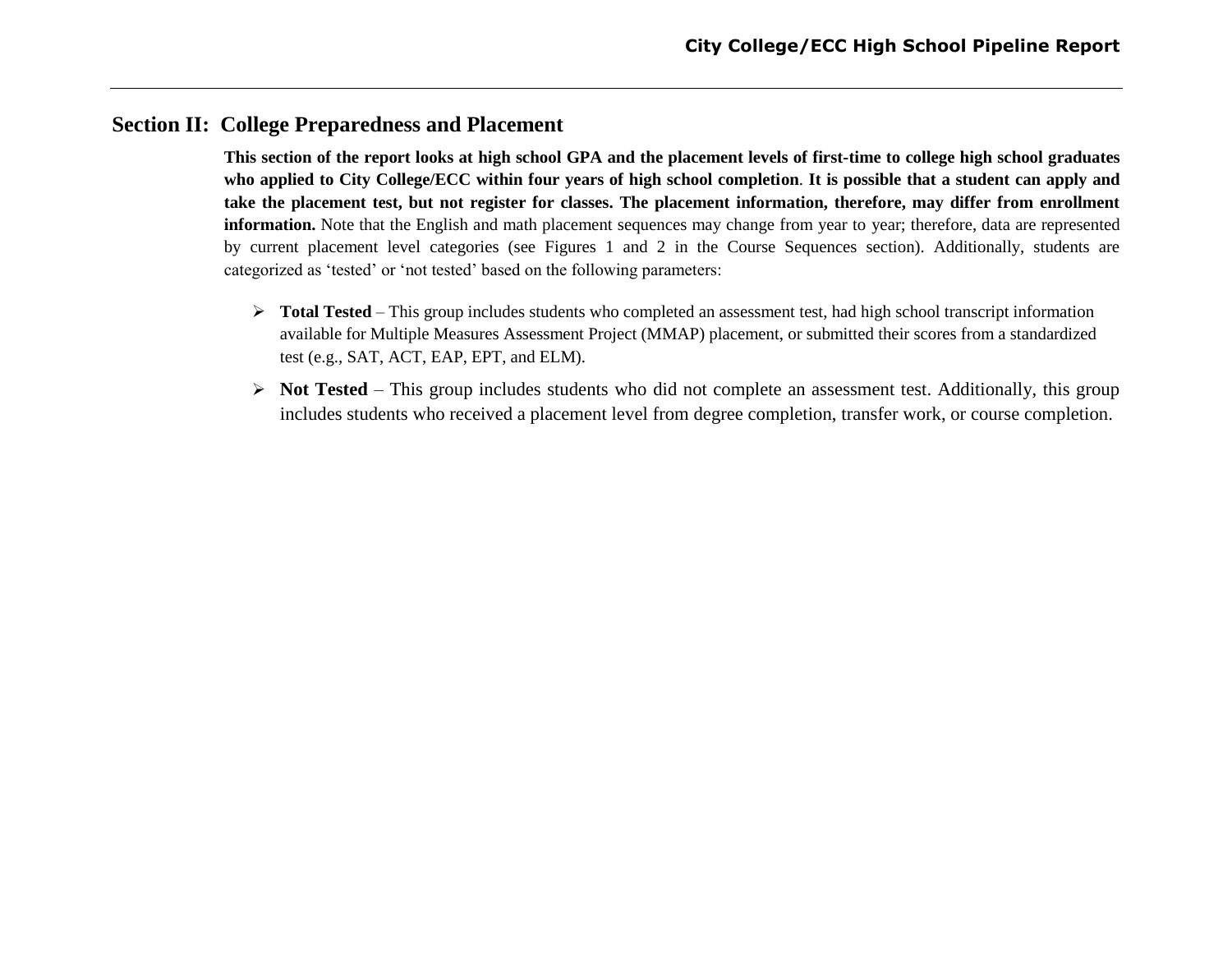## Section II: College Preparedness and Placement

**This section of the report looks at high school GPA and the placement levels of first-time to college high school graduates who applied to City College/ECC within four years of high school completion. It is possible that a student can apply and take the placement test, but not register for classes. The placement information, therefore, may differ from enrollment information.** Note that the English and math placement sequences may change from year to year; therefore, data are represented by current placement level categories (see Figures 1 and 2 in the Course Sequences section). Additionally, students are categorized as 'tested' or 'not tested' based on the following parameters:

- **Total Tested** – This group includes students who completed an assessment test, had high school transcript information available for Multiple Measures Assessment Project (MMAP) placement, or submitted their scores from a standardized test (e.g., SAT, ACT, EAP, EPT, and ELM).
- **Not Tested** – This group includes students who did not complete an assessment test. Additionally, this group includes students who received a placement level from degree completion, transfer work, or course completion.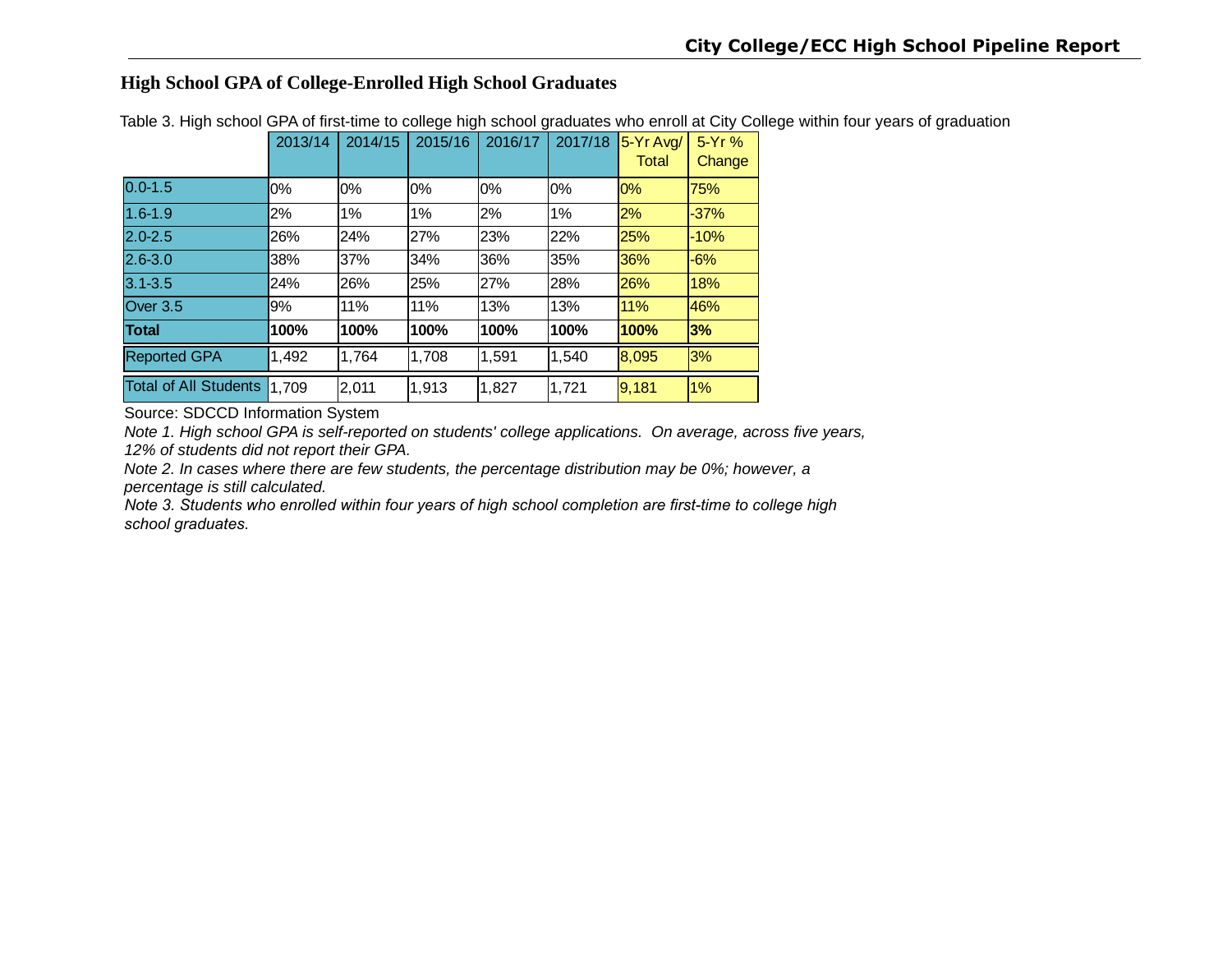## High School GPA of College-Enrolled High School Graduates

Table 3. High school GPA of first-time to college high school graduates who enroll at City College within four years of graduation

| | 2013/14 | 2014/15 | 2015/16 | 2016/17 | 2017/18 | 5-Yr Avg/ Total | 5-Yr % Change |
|---|---|---|---|---|---|---|---|
| 0.0-1.5 | 0% | 0% | 0% | 0% | 0% | 0% | 75% |
| 1.6-1.9 | 2% | 1% | 1% | 2% | 1% | 2% | -37% |
| 2.0-2.5 | 26% | 24% | 27% | 23% | 22% | 25% | -10% |
| 2.6-3.0 | 38% | 37% | 34% | 36% | 35% | 36% | -6% |
| 3.1-3.5 | 24% | 26% | 25% | 27% | 28% | 26% | 18% |
| Over 3.5 | 9% | 11% | 11% | 13% | 13% | 11% | 46% |
| **Total** | **100%** | **100%** | **100%** | **100%** | **100%** | **100%** | **3%** |
| Reported GPA | 1,492 | 1,764 | 1,708 | 1,591 | 1,540 | 8,095 | 3% |
| Total of All Students | 1,709 | 2,011 | 1,913 | 1,827 | 1,721 | 9,181 | 1% |

Source: SDCCD Information System

*Note 1. High school GPA is self-reported on students' college applications. On average, across five years, 12% of students did not report their GPA.*

*Note 2. In cases where there are few students, the percentage distribution may be 0%; however, a percentage is still calculated.*

*Note 3. Students who enrolled within four years of high school completion are first-time to college high school graduates.*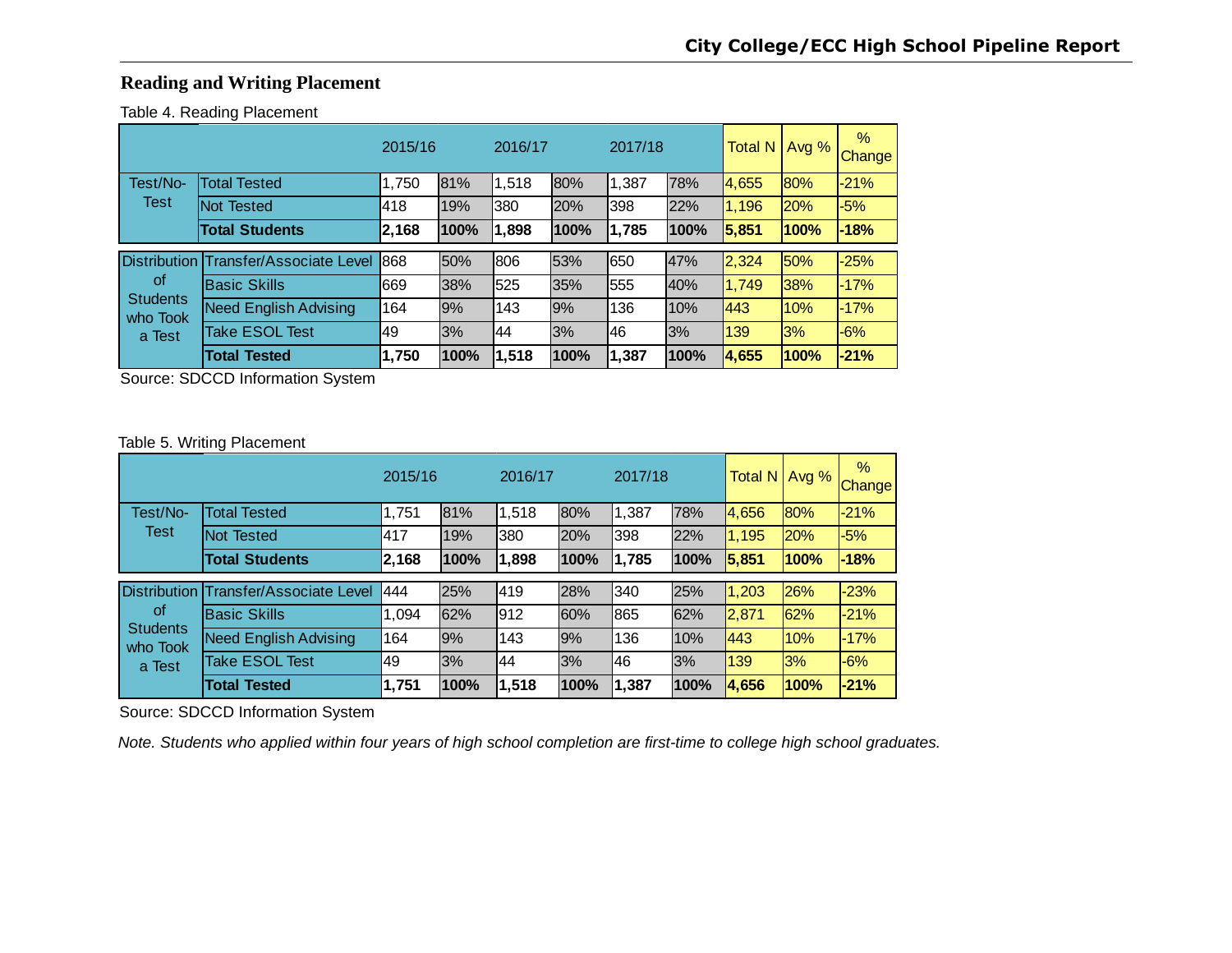## Reading and Writing Placement

Table 4. Reading Placement

| | | 2015/16 | | 2016/17 | | 2017/18 | | Total N | Avg % | % Change |
|---|---|---|---|---|---|---|---|---|---|---|
| Test/No-Test | Total Tested | 1,750 | 81% | 1,518 | 80% | 1,387 | 78% | 4,655 | 80% | -21% |
| | Not Tested | 418 | 19% | 380 | 20% | 398 | 22% | 1,196 | 20% | -5% |
| | **Total Students** | **2,168** | **100%** | **1,898** | **100%** | **1,785** | **100%** | **5,851** | **100%** | **-18%** |
| Distribution of Students who Took a Test | Transfer/Associate Level | 868 | 50% | 806 | 53% | 650 | 47% | 2,324 | 50% | -25% |
| | Basic Skills | 669 | 38% | 525 | 35% | 555 | 40% | 1,749 | 38% | -17% |
| | Need English Advising | 164 | 9% | 143 | 9% | 136 | 10% | 443 | 10% | -17% |
| | Take ESOL Test | 49 | 3% | 44 | 3% | 46 | 3% | 139 | 3% | -6% |
| | **Total Tested** | **1,750** | **100%** | **1,518** | **100%** | **1,387** | **100%** | **4,655** | **100%** | **-21%** |

Source: SDCCD Information System

Table 5. Writing Placement

| | | 2015/16 | | 2016/17 | | 2017/18 | | Total N | Avg % | % Change |
|---|---|---|---|---|---|---|---|---|---|---|
| Test/No-Test | Total Tested | 1,751 | 81% | 1,518 | 80% | 1,387 | 78% | 4,656 | 80% | -21% |
| | Not Tested | 417 | 19% | 380 | 20% | 398 | 22% | 1,195 | 20% | -5% |
| | **Total Students** | **2,168** | **100%** | **1,898** | **100%** | **1,785** | **100%** | **5,851** | **100%** | **-18%** |
| Distribution of Students who Took a Test | Transfer/Associate Level | 444 | 25% | 419 | 28% | 340 | 25% | 1,203 | 26% | -23% |
| | Basic Skills | 1,094 | 62% | 912 | 60% | 865 | 62% | 2,871 | 62% | -21% |
| | Need English Advising | 164 | 9% | 143 | 9% | 136 | 10% | 443 | 10% | -17% |
| | Take ESOL Test | 49 | 3% | 44 | 3% | 46 | 3% | 139 | 3% | -6% |
| | **Total Tested** | **1,751** | **100%** | **1,518** | **100%** | **1,387** | **100%** | **4,656** | **100%** | **-21%** |

Source: SDCCD Information System

*Note. Students who applied within four years of high school completion are first-time to college high school graduates.*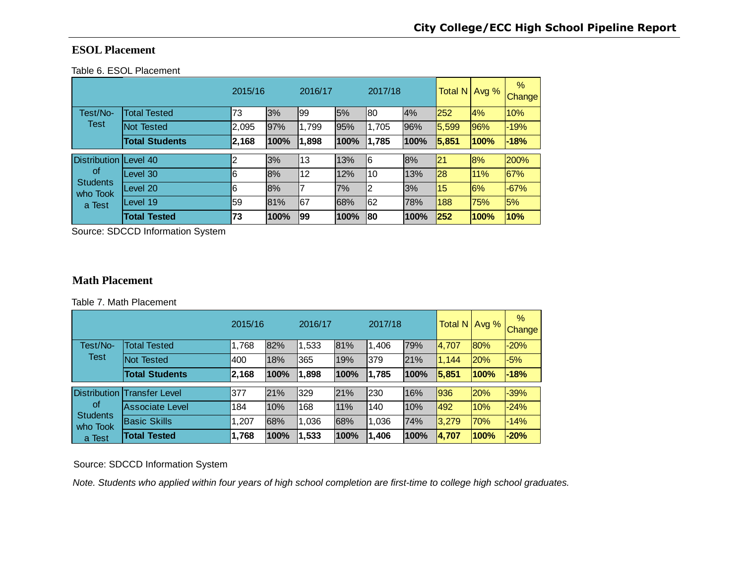## ESOL Placement

Table 6. ESOL Placement

| | | 2015/16 | | 2016/17 | | 2017/18 | | Total N | Avg % | % Change |
|---|---|---|---|---|---|---|---|---|---|---|
| Test/No-Test | Total Tested | 73 | 3% | 99 | 5% | 80 | 4% | 252 | 4% | 10% |
| | Not Tested | 2,095 | 97% | 1,799 | 95% | 1,705 | 96% | 5,599 | 96% | -19% |
| | **Total Students** | **2,168** | **100%** | **1,898** | **100%** | **1,785** | **100%** | **5,851** | **100%** | **-18%** |
| Distribution of Students who Took a Test | Level 40 | 2 | 3% | 13 | 13% | 6 | 8% | 21 | 8% | 200% |
| | Level 30 | 6 | 8% | 12 | 12% | 10 | 13% | 28 | 11% | 67% |
| | Level 20 | 6 | 8% | 7 | 7% | 2 | 3% | 15 | 6% | -67% |
| | Level 19 | 59 | 81% | 67 | 68% | 62 | 78% | 188 | 75% | 5% |
| | **Total Tested** | **73** | **100%** | **99** | **100%** | **80** | **100%** | **252** | **100%** | **10%** |

Source: SDCCD Information System

## Math Placement

Table 7. Math Placement

| | | 2015/16 | | 2016/17 | | 2017/18 | | Total N | Avg % | % Change |
|---|---|---|---|---|---|---|---|---|---|---|
| Test/No-Test | Total Tested | 1,768 | 82% | 1,533 | 81% | 1,406 | 79% | 4,707 | 80% | -20% |
| | Not Tested | 400 | 18% | 365 | 19% | 379 | 21% | 1,144 | 20% | -5% |
| | **Total Students** | **2,168** | **100%** | **1,898** | **100%** | **1,785** | **100%** | **5,851** | **100%** | **-18%** |
| Distribution of Students who Took a Test | Transfer Level | 377 | 21% | 329 | 21% | 230 | 16% | 936 | 20% | -39% |
| | Associate Level | 184 | 10% | 168 | 11% | 140 | 10% | 492 | 10% | -24% |
| | Basic Skills | 1,207 | 68% | 1,036 | 68% | 1,036 | 74% | 3,279 | 70% | -14% |
| | **Total Tested** | **1,768** | **100%** | **1,533** | **100%** | **1,406** | **100%** | **4,707** | **100%** | **-20%** |

Source: SDCCD Information System

*Note. Students who applied within four years of high school completion are first-time to college high school graduates.*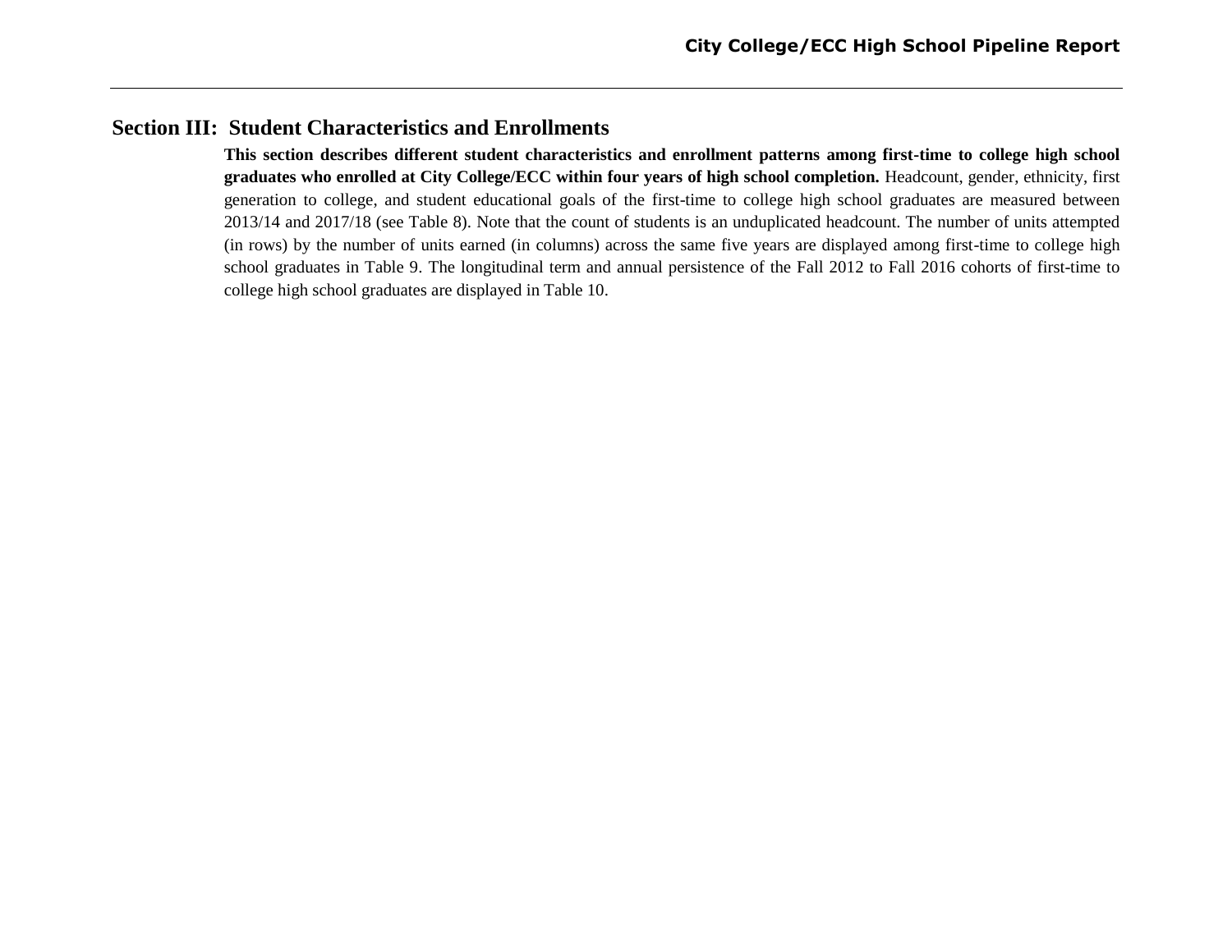## Section III: Student Characteristics and Enrollments

**This section describes different student characteristics and enrollment patterns among first-time to college high school graduates who enrolled at City College/ECC within four years of high school completion.** Headcount, gender, ethnicity, first generation to college, and student educational goals of the first-time to college high school graduates are measured between 2013/14 and 2017/18 (see Table 8). Note that the count of students is an unduplicated headcount. The number of units attempted (in rows) by the number of units earned (in columns) across the same five years are displayed among first-time to college high school graduates in Table 9. The longitudinal term and annual persistence of the Fall 2012 to Fall 2016 cohorts of first-time to college high school graduates are displayed in Table 10.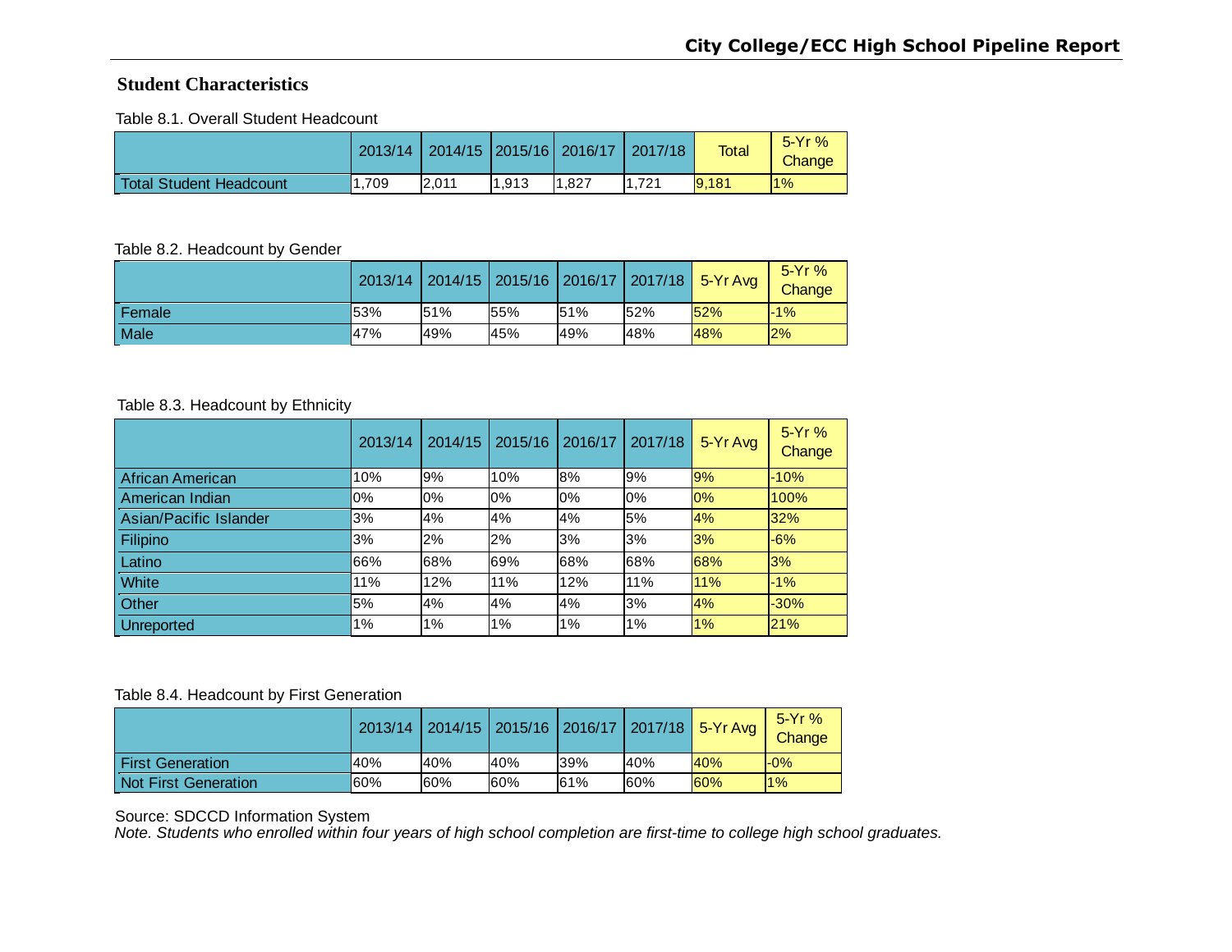## Student Characteristics

Table 8.1. Overall Student Headcount

| | 2013/14 | 2014/15 | 2015/16 | 2016/17 | 2017/18 | Total | 5-Yr % Change |
|---|---|---|---|---|---|---|---|
| Total Student Headcount | 1,709 | 2,011 | 1,913 | 1,827 | 1,721 | 9,181 | 1% |

Table 8.2. Headcount by Gender

| | 2013/14 | 2014/15 | 2015/16 | 2016/17 | 2017/18 | 5-Yr Avg | 5-Yr % Change |
|---|---|---|---|---|---|---|---|
| Female | 53% | 51% | 55% | 51% | 52% | 52% | -1% |
| Male | 47% | 49% | 45% | 49% | 48% | 48% | 2% |

Table 8.3. Headcount by Ethnicity

| | 2013/14 | 2014/15 | 2015/16 | 2016/17 | 2017/18 | 5-Yr Avg | 5-Yr % Change |
|---|---|---|---|---|---|---|---|
| African American | 10% | 9% | 10% | 8% | 9% | 9% | -10% |
| American Indian | 0% | 0% | 0% | 0% | 0% | 0% | 100% |
| Asian/Pacific Islander | 3% | 4% | 4% | 4% | 5% | 4% | 32% |
| Filipino | 3% | 2% | 2% | 3% | 3% | 3% | -6% |
| Latino | 66% | 68% | 69% | 68% | 68% | 68% | 3% |
| White | 11% | 12% | 11% | 12% | 11% | 11% | -1% |
| Other | 5% | 4% | 4% | 4% | 3% | 4% | -30% |
| Unreported | 1% | 1% | 1% | 1% | 1% | 1% | 21% |

Table 8.4. Headcount by First Generation

| | 2013/14 | 2014/15 | 2015/16 | 2016/17 | 2017/18 | 5-Yr Avg | 5-Yr % Change |
|---|---|---|---|---|---|---|---|
| First Generation | 40% | 40% | 40% | 39% | 40% | 40% | -0% |
| Not First Generation | 60% | 60% | 60% | 61% | 60% | 60% | 1% |

Source: SDCCD Information System

*Note. Students who enrolled within four years of high school completion are first-time to college high school graduates.*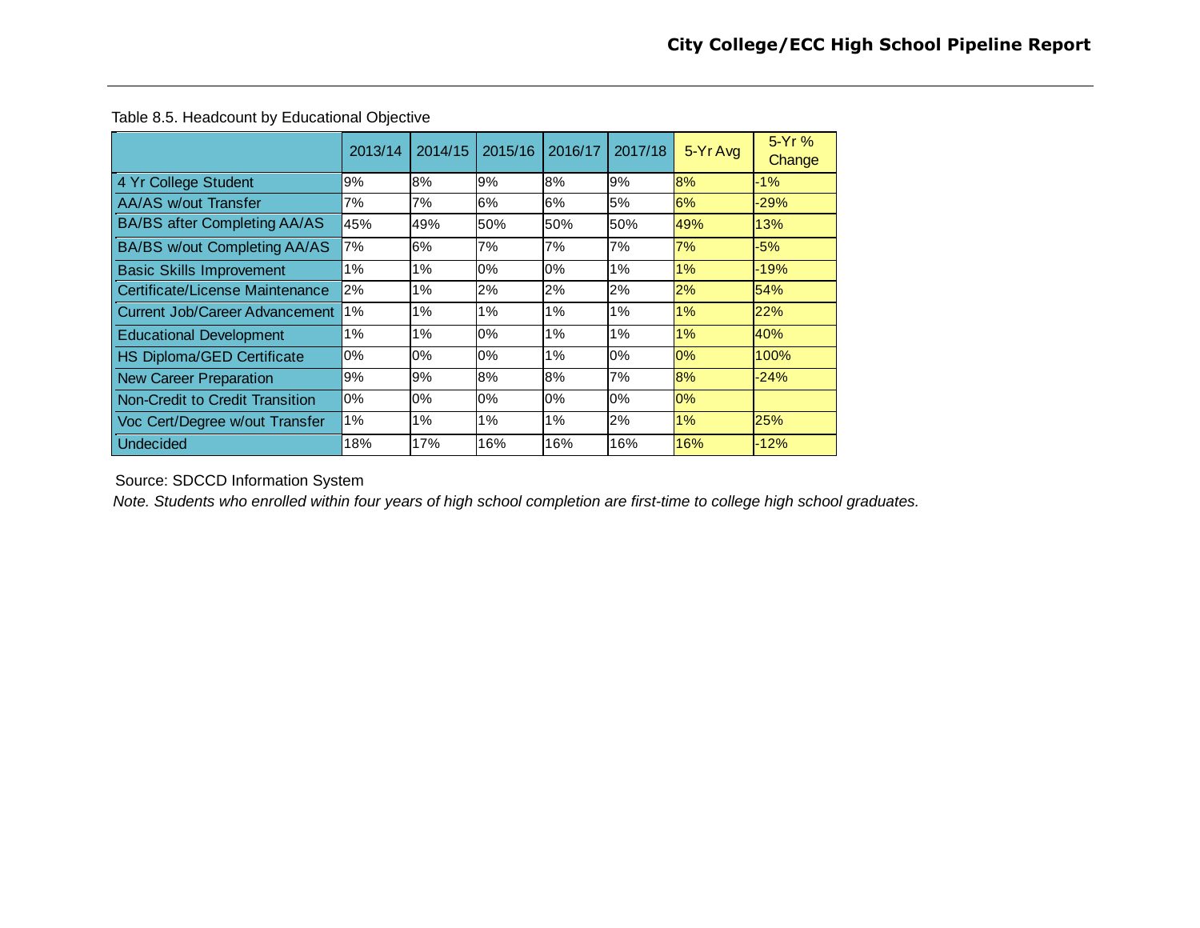Table 8.5. Headcount by Educational Objective

| | 2013/14 | 2014/15 | 2015/16 | 2016/17 | 2017/18 | 5-Yr Avg | 5-Yr % Change |
|---|---|---|---|---|---|---|---|
| 4 Yr College Student | 9% | 8% | 9% | 8% | 9% | 8% | -1% |
| AA/AS w/out Transfer | 7% | 7% | 6% | 6% | 5% | 6% | -29% |
| BA/BS after Completing AA/AS | 45% | 49% | 50% | 50% | 50% | 49% | 13% |
| BA/BS w/out Completing AA/AS | 7% | 6% | 7% | 7% | 7% | 7% | -5% |
| Basic Skills Improvement | 1% | 1% | 0% | 0% | 1% | 1% | -19% |
| Certificate/License Maintenance | 2% | 1% | 2% | 2% | 2% | 2% | 54% |
| Current Job/Career Advancement | 1% | 1% | 1% | 1% | 1% | 1% | 22% |
| Educational Development | 1% | 1% | 0% | 1% | 1% | 1% | 40% |
| HS Diploma/GED Certificate | 0% | 0% | 0% | 1% | 0% | 0% | 100% |
| New Career Preparation | 9% | 9% | 8% | 8% | 7% | 8% | -24% |
| Non-Credit to Credit Transition | 0% | 0% | 0% | 0% | 0% | 0% | |
| Voc Cert/Degree w/out Transfer | 1% | 1% | 1% | 1% | 2% | 1% | 25% |
| Undecided | 18% | 17% | 16% | 16% | 16% | 16% | -12% |

Source: SDCCD Information System

*Note. Students who enrolled within four years of high school completion are first-time to college high school graduates.*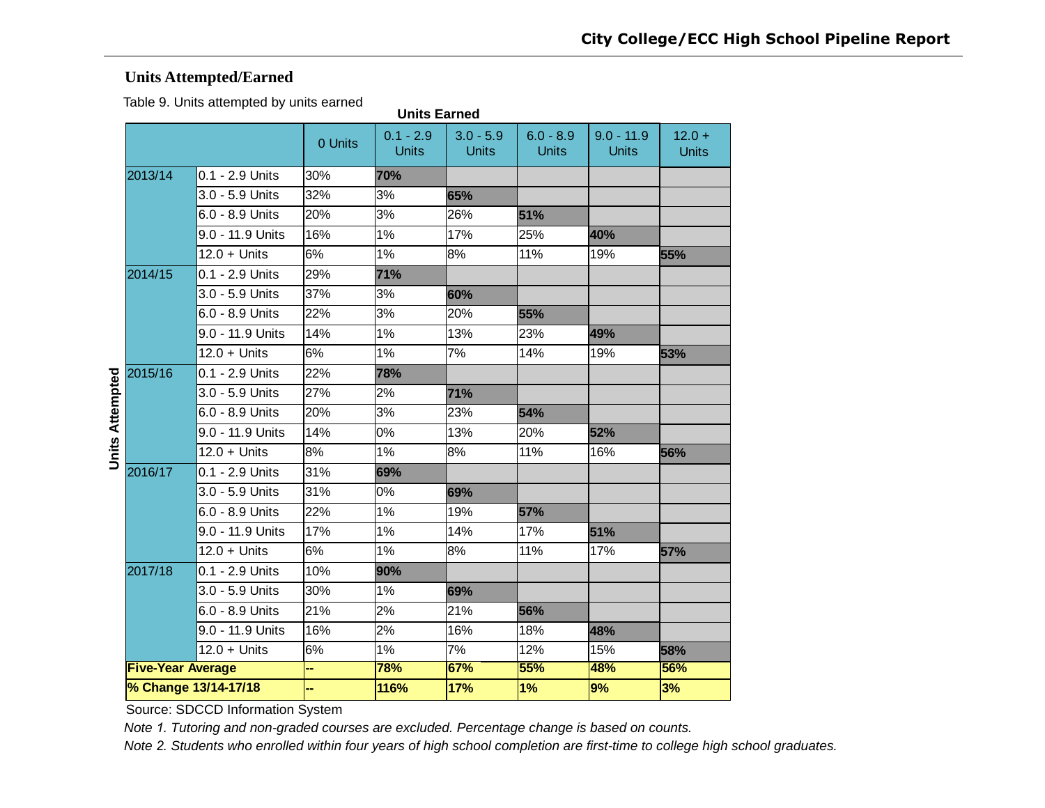## Units Attempted/Earned

Table 9. Units attempted by units earned

| | | | Units Earned | | | | |
|---|---|---|---|---|---|---|---|
| | | 0 Units | 0.1 - 2.9 Units | 3.0 - 5.9 Units | 6.0 - 8.9 Units | 9.0 - 11.9 Units | 12.0 + Units |
| 2013/14 | 0.1 - 2.9 Units | 30% | **70%** | | | | |
| | 3.0 - 5.9 Units | 32% | 3% | **65%** | | | |
| | 6.0 - 8.9 Units | 20% | 3% | 26% | **51%** | | |
| | 9.0 - 11.9 Units | 16% | 1% | 17% | 25% | **40%** | |
| | 12.0 + Units | 6% | 1% | 8% | 11% | 19% | **55%** |
| 2014/15 | 0.1 - 2.9 Units | 29% | **71%** | | | | |
| | 3.0 - 5.9 Units | 37% | 3% | **60%** | | | |
| | 6.0 - 8.9 Units | 22% | 3% | 20% | **55%** | | |
| | 9.0 - 11.9 Units | 14% | 1% | 13% | 23% | **49%** | |
| | 12.0 + Units | 6% | 1% | 7% | 14% | 19% | **53%** |
| 2015/16 | 0.1 - 2.9 Units | 22% | **78%** | | | | |
| | 3.0 - 5.9 Units | 27% | 2% | **71%** | | | |
| | 6.0 - 8.9 Units | 20% | 3% | 23% | **54%** | | |
| | 9.0 - 11.9 Units | 14% | 0% | 13% | 20% | **52%** | |
| | 12.0 + Units | 8% | 1% | 8% | 11% | 16% | **56%** |
| 2016/17 | 0.1 - 2.9 Units | 31% | **69%** | | | | |
| | 3.0 - 5.9 Units | 31% | 0% | **69%** | | | |
| | 6.0 - 8.9 Units | 22% | 1% | 19% | **57%** | | |
| | 9.0 - 11.9 Units | 17% | 1% | 14% | 17% | **51%** | |
| | 12.0 + Units | 6% | 1% | 8% | 11% | 17% | **57%** |
| 2017/18 | 0.1 - 2.9 Units | 10% | **90%** | | | | |
| | 3.0 - 5.9 Units | 30% | 1% | **69%** | | | |
| | 6.0 - 8.9 Units | 21% | 2% | 21% | **56%** | | |
| | 9.0 - 11.9 Units | 16% | 2% | 16% | 18% | **48%** | |
| | 12.0 + Units | 6% | 1% | 7% | 12% | 15% | **58%** |
| **Five-Year Average** | | **--** | **78%** | **67%** | **55%** | **48%** | **56%** |
| **% Change 13/14-17/18** | | **--** | **116%** | **17%** | **1%** | **9%** | **3%** |

Units Attempted

Source: SDCCD Information System

*Note 1. Tutoring and non-graded courses are excluded. Percentage change is based on counts.*

*Note 2. Students who enrolled within four years of high school completion are first-time to college high school graduates.*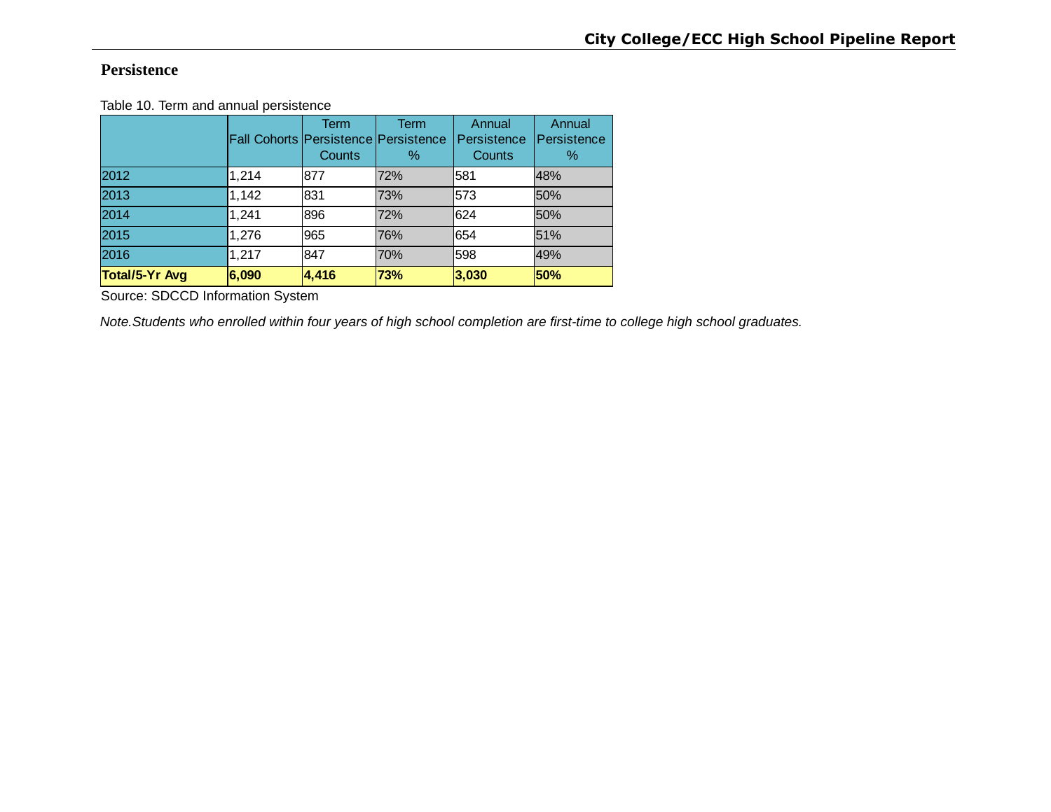## Persistence

Table 10. Term and annual persistence

| | Fall Cohorts | Term Persistence Counts | Term Persistence % | Annual Persistence Counts | Annual Persistence % |
|---|---|---|---|---|---|
| 2012 | 1,214 | 877 | 72% | 581 | 48% |
| 2013 | 1,142 | 831 | 73% | 573 | 50% |
| 2014 | 1,241 | 896 | 72% | 624 | 50% |
| 2015 | 1,276 | 965 | 76% | 654 | 51% |
| 2016 | 1,217 | 847 | 70% | 598 | 49% |
| **Total/5-Yr Avg** | **6,090** | **4,416** | **73%** | **3,030** | **50%** |

Source: SDCCD Information System

*Note.Students who enrolled within four years of high school completion are first-time to college high school graduates.*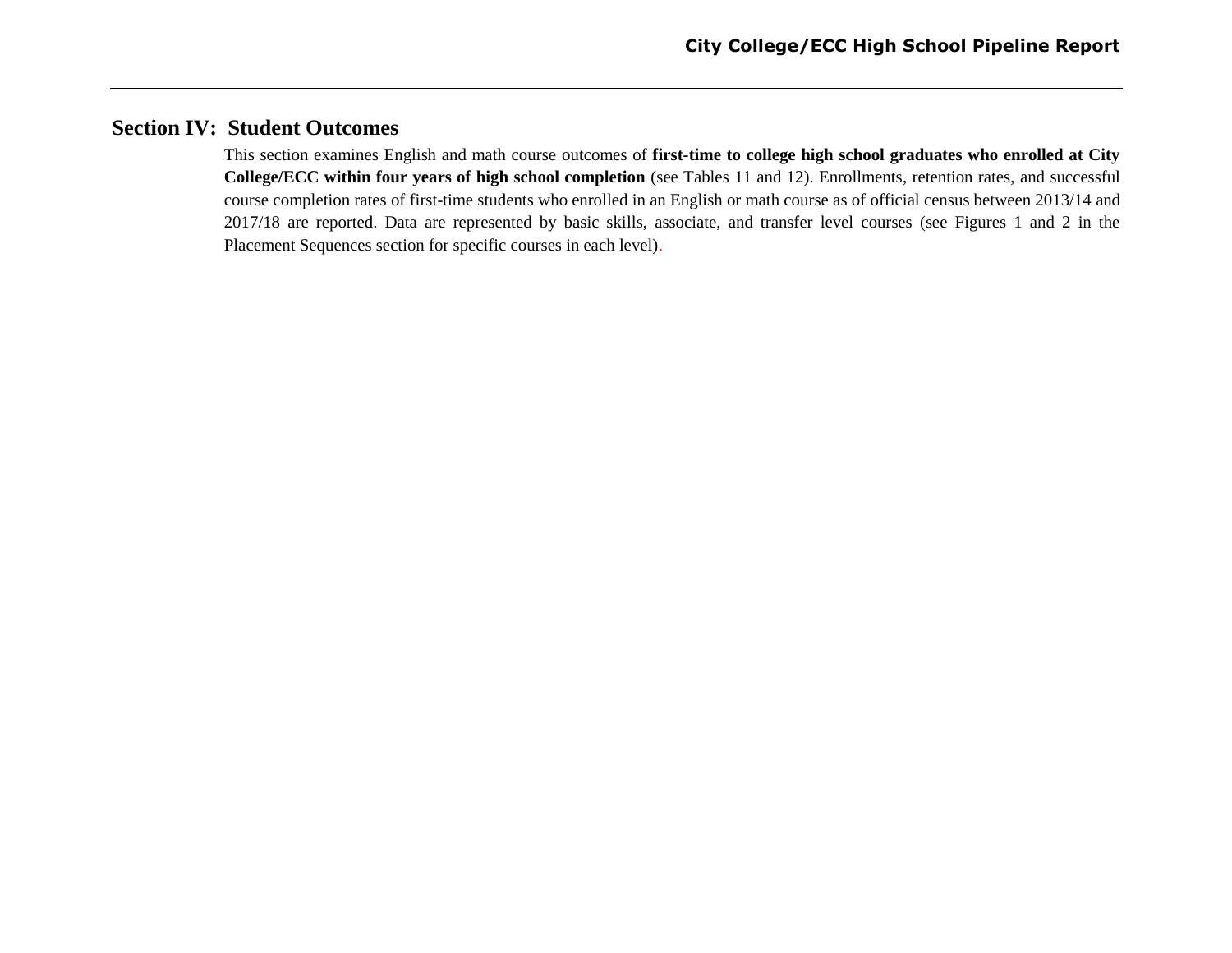## Section IV: Student Outcomes

This section examines English and math course outcomes of **first-time to college high school graduates who enrolled at City College/ECC within four years of high school completion** (see Tables 11 and 12). Enrollments, retention rates, and successful course completion rates of first-time students who enrolled in an English or math course as of official census between 2013/14 and 2017/18 are reported. Data are represented by basic skills, associate, and transfer level courses (see Figures 1 and 2 in the Placement Sequences section for specific courses in each level).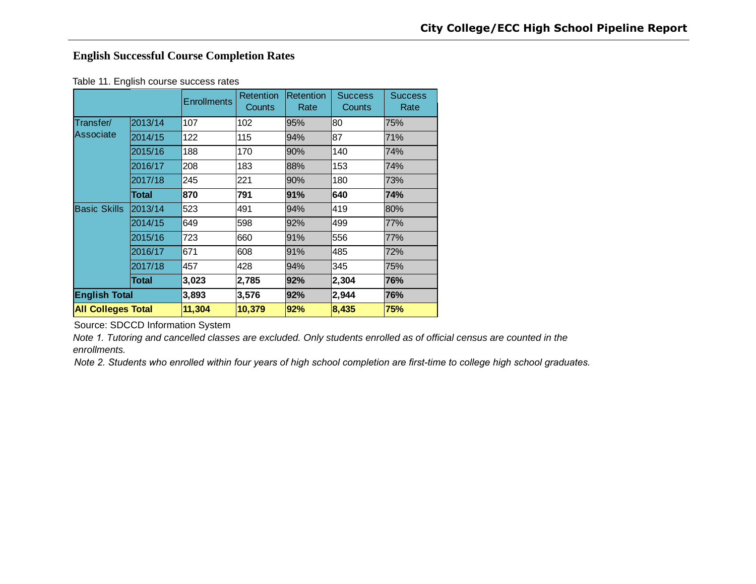## English Successful Course Completion Rates

Table 11. English course success rates

| | | Enrollments | Retention Counts | Retention Rate | Success Counts | Success Rate |
|---|---|---|---|---|---|---|
| Transfer/ Associate | 2013/14 | 107 | 102 | 95% | 80 | 75% |
| | 2014/15 | 122 | 115 | 94% | 87 | 71% |
| | 2015/16 | 188 | 170 | 90% | 140 | 74% |
| | 2016/17 | 208 | 183 | 88% | 153 | 74% |
| | 2017/18 | 245 | 221 | 90% | 180 | 73% |
| | **Total** | **870** | **791** | **91%** | **640** | **74%** |
| Basic Skills | 2013/14 | 523 | 491 | 94% | 419 | 80% |
| | 2014/15 | 649 | 598 | 92% | 499 | 77% |
| | 2015/16 | 723 | 660 | 91% | 556 | 77% |
| | 2016/17 | 671 | 608 | 91% | 485 | 72% |
| | 2017/18 | 457 | 428 | 94% | 345 | 75% |
| | **Total** | **3,023** | **2,785** | **92%** | **2,304** | **76%** |
| **English Total** | | **3,893** | **3,576** | **92%** | **2,944** | **76%** |
| **All Colleges Total** | | **11,304** | **10,379** | **92%** | **8,435** | **75%** |

Source: SDCCD Information System

*Note 1. Tutoring and cancelled classes are excluded. Only students enrolled as of official census are counted in the enrollments.*

*Note 2. Students who enrolled within four years of high school completion are first-time to college high school graduates.*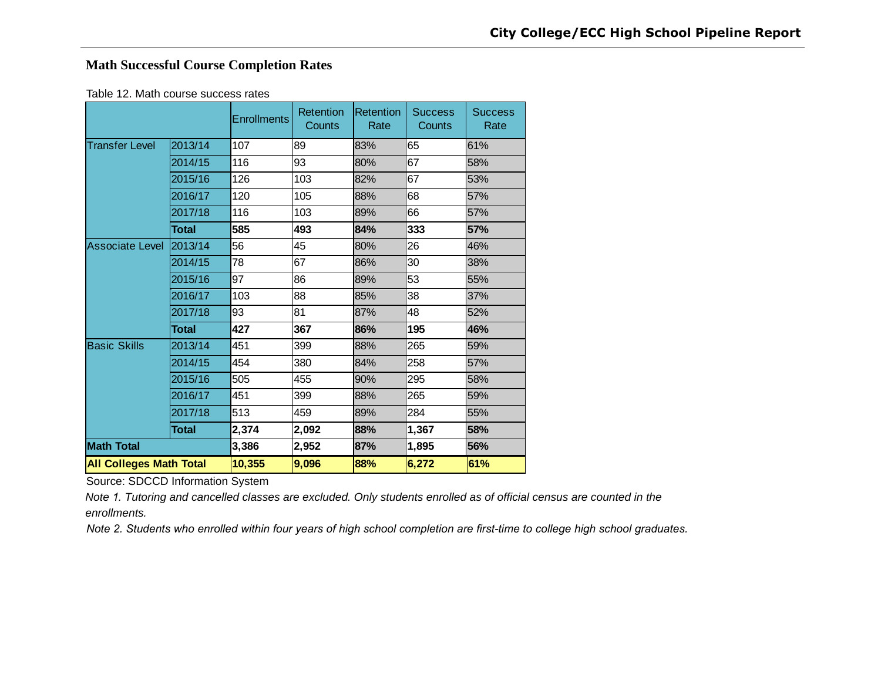## Math Successful Course Completion Rates

Table 12. Math course success rates

| | | Enrollments | Retention Counts | Retention Rate | Success Counts | Success Rate |
|---|---|---|---|---|---|---|
| Transfer Level | 2013/14 | 107 | 89 | 83% | 65 | 61% |
| | 2014/15 | 116 | 93 | 80% | 67 | 58% |
| | 2015/16 | 126 | 103 | 82% | 67 | 53% |
| | 2016/17 | 120 | 105 | 88% | 68 | 57% |
| | 2017/18 | 116 | 103 | 89% | 66 | 57% |
| | **Total** | **585** | **493** | **84%** | **333** | **57%** |
| Associate Level | 2013/14 | 56 | 45 | 80% | 26 | 46% |
| | 2014/15 | 78 | 67 | 86% | 30 | 38% |
| | 2015/16 | 97 | 86 | 89% | 53 | 55% |
| | 2016/17 | 103 | 88 | 85% | 38 | 37% |
| | 2017/18 | 93 | 81 | 87% | 48 | 52% |
| | **Total** | **427** | **367** | **86%** | **195** | **46%** |
| Basic Skills | 2013/14 | 451 | 399 | 88% | 265 | 59% |
| | 2014/15 | 454 | 380 | 84% | 258 | 57% |
| | 2015/16 | 505 | 455 | 90% | 295 | 58% |
| | 2016/17 | 451 | 399 | 88% | 265 | 59% |
| | 2017/18 | 513 | 459 | 89% | 284 | 55% |
| | **Total** | **2,374** | **2,092** | **88%** | **1,367** | **58%** |
| **Math Total** | | **3,386** | **2,952** | **87%** | **1,895** | **56%** |
| **All Colleges Math Total** | | **10,355** | **9,096** | **88%** | **6,272** | **61%** |

Source: SDCCD Information System

*Note 1. Tutoring and cancelled classes are excluded. Only students enrolled as of official census are counted in the enrollments.*

*Note 2. Students who enrolled within four years of high school completion are first-time to college high school graduates.*